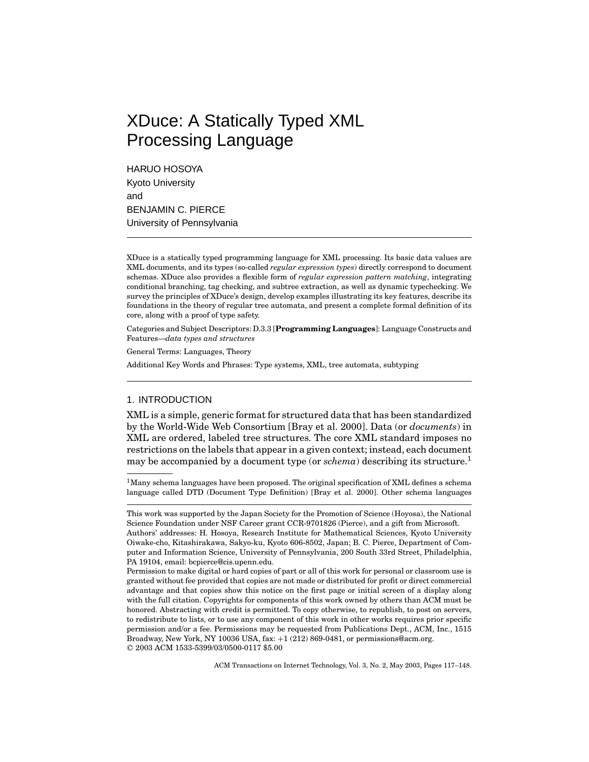# XDuce: A Statically Typed XML Processing Language

HARUO HOSOYA
Kyoto University
and
BENJAMIN C. PIERCE
University of Pennsylvania

---

XDuce is a statically typed programming language for XML processing. Its basic data values are XML documents, and its types (so-called *regular expression types*) directly correspond to document schemas. XDuce also provides a flexible form of *regular expression pattern matching*, integrating conditional branching, tag checking, and subtree extraction, as well as dynamic typechecking. We survey the principles of XDuce's design, develop examples illustrating its key features, describe its foundations in the theory of regular tree automata, and present a complete formal definition of its core, along with a proof of type safety.

Categories and Subject Descriptors: D.3.3 [**Programming Languages**]: Language Constructs and Features—*data types and structures*

General Terms: Languages, Theory

Additional Key Words and Phrases: Type systems, XML, tree automata, subtyping

---

## 1. INTRODUCTION

XML is a simple, generic format for structured data that has been standardized by the World-Wide Web Consortium [Bray et al. 2000]. Data (or *documents*) in XML are ordered, labeled tree structures. The core XML standard imposes no restrictions on the labels that appear in a given context; instead, each document may be accompanied by a document type (or *schema*) describing its structure.[1]

[1]Many schema languages have been proposed. The original specification of XML defines a schema language called DTD (Document Type Definition) [Bray et al. 2000]. Other schema languages

---

This work was supported by the Japan Society for the Promotion of Science (Hoyosa), the National Science Foundation under NSF Career grant CCR-9701826 (Pierce), and a gift from Microsoft.

Authors' addresses: H. Hosoya, Research Institute for Mathematical Sciences, Kyoto University Oiwake-cho, Kitashirakawa, Sakyo-ku, Kyoto 606-8502, Japan; B. C. Pierce, Department of Computer and Information Science, University of Pennsylvania, 200 South 33rd Street, Philadelphia, PA 19104, email: bcpierce@cis.upenn.edu.

Permission to make digital or hard copies of part or all of this work for personal or classroom use is granted without fee provided that copies are not made or distributed for profit or direct commercial advantage and that copies show this notice on the first page or initial screen of a display along with the full citation. Copyrights for components of this work owned by others than ACM must be honored. Abstracting with credit is permitted. To copy otherwise, to republish, to post on servers, to redistribute to lists, or to use any component of this work in other works requires prior specific permission and/or a fee. Permissions may be requested from Publications Dept., ACM, Inc., 1515 Broadway, New York, NY 10036 USA, fax: +1 (212) 869-0481, or permissions@acm.org.

© 2003 ACM 1533-5399/03/0500-0117 $5.00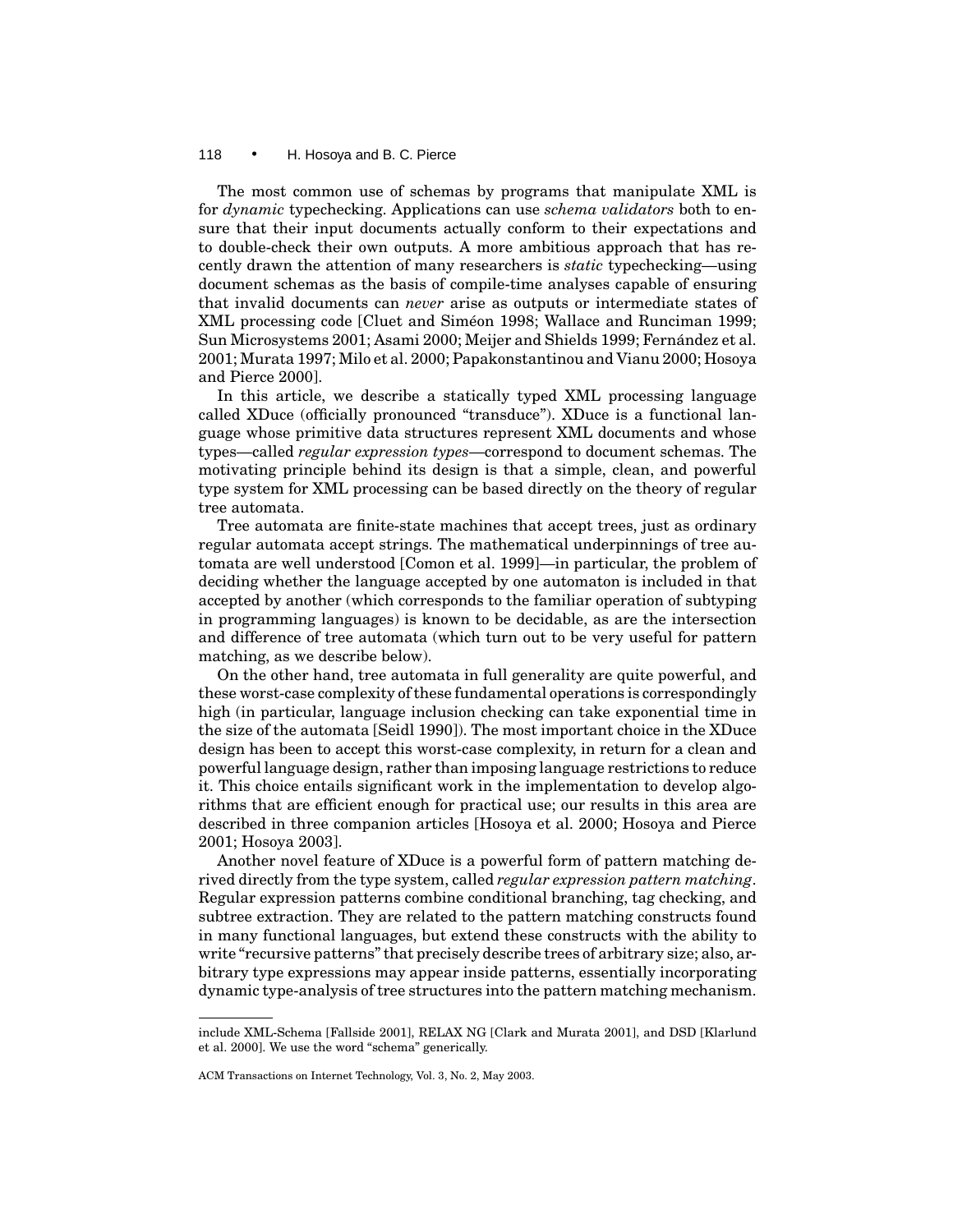The most common use of schemas by programs that manipulate XML is for *dynamic* typechecking. Applications can use *schema validators* both to ensure that their input documents actually conform to their expectations and to double-check their own outputs. A more ambitious approach that has recently drawn the attention of many researchers is *static* typechecking—using document schemas as the basis of compile-time analyses capable of ensuring that invalid documents can *never* arise as outputs or intermediate states of XML processing code [Cluet and Siméon 1998; Wallace and Runciman 1999; Sun Microsystems 2001; Asami 2000; Meijer and Shields 1999; Fernández et al. 2001; Murata 1997; Milo et al. 2000; Papakonstantinou and Vianu 2000; Hosoya and Pierce 2000].

In this article, we describe a statically typed XML processing language called XDuce (officially pronounced "transduce"). XDuce is a functional language whose primitive data structures represent XML documents and whose types—called *regular expression types*—correspond to document schemas. The motivating principle behind its design is that a simple, clean, and powerful type system for XML processing can be based directly on the theory of regular tree automata.

Tree automata are finite-state machines that accept trees, just as ordinary regular automata accept strings. The mathematical underpinnings of tree automata are well understood [Comon et al. 1999]—in particular, the problem of deciding whether the language accepted by one automaton is included in that accepted by another (which corresponds to the familiar operation of subtyping in programming languages) is known to be decidable, as are the intersection and difference of tree automata (which turn out to be very useful for pattern matching, as we describe below).

On the other hand, tree automata in full generality are quite powerful, and these worst-case complexity of these fundamental operations is correspondingly high (in particular, language inclusion checking can take exponential time in the size of the automata [Seidl 1990]). The most important choice in the XDuce design has been to accept this worst-case complexity, in return for a clean and powerful language design, rather than imposing language restrictions to reduce it. This choice entails significant work in the implementation to develop algorithms that are efficient enough for practical use; our results in this area are described in three companion articles [Hosoya et al. 2000; Hosoya and Pierce 2001; Hosoya 2003].

Another novel feature of XDuce is a powerful form of pattern matching derived directly from the type system, called *regular expression pattern matching*. Regular expression patterns combine conditional branching, tag checking, and subtree extraction. They are related to the pattern matching constructs found in many functional languages, but extend these constructs with the ability to write "recursive patterns" that precisely describe trees of arbitrary size; also, arbitrary type expressions may appear inside patterns, essentially incorporating dynamic type-analysis of tree structures into the pattern matching mechanism.

---

include XML-Schema [Fallside 2001], RELAX NG [Clark and Murata 2001], and DSD [Klarlund et al. 2000]. We use the word "schema" generically.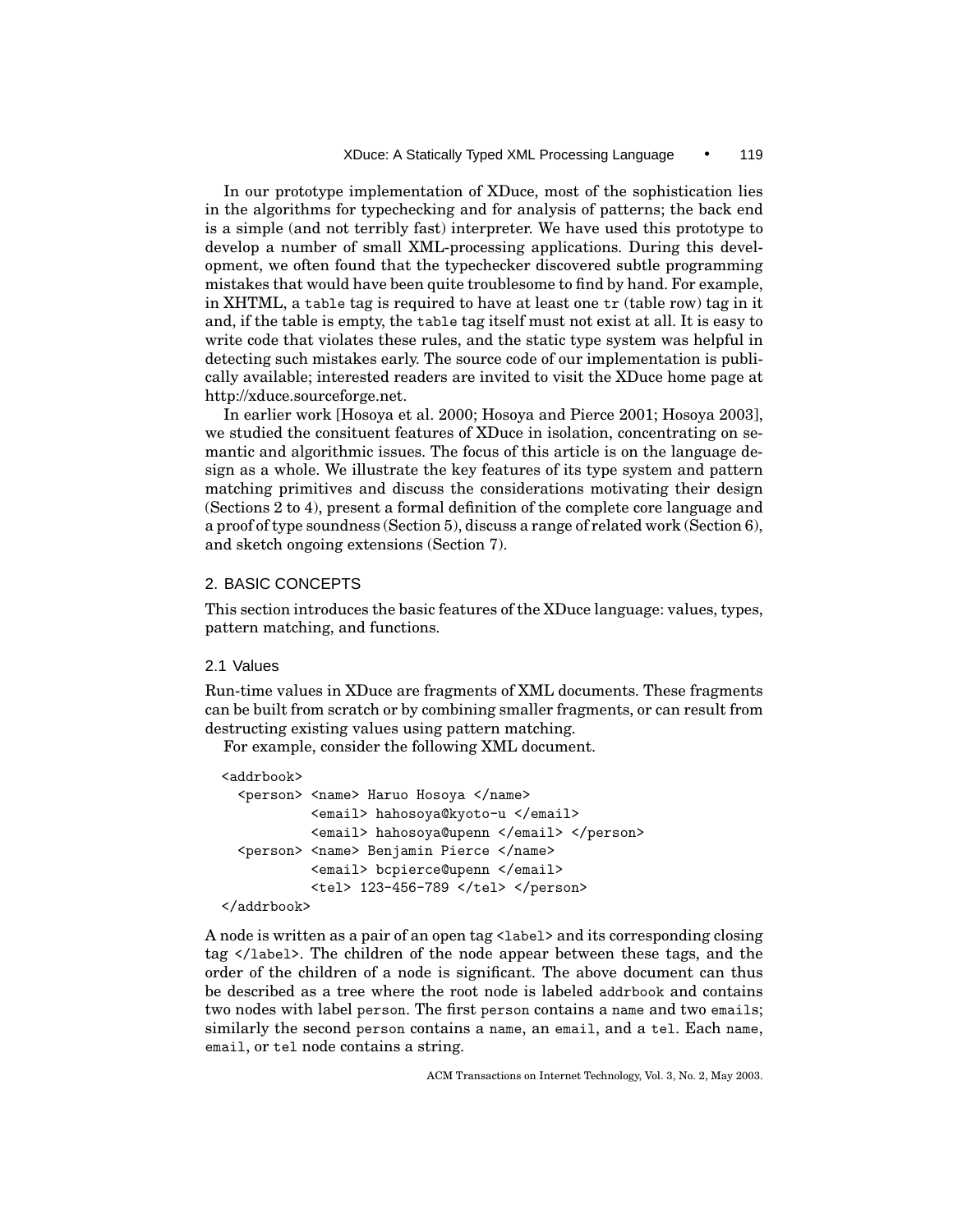In our prototype implementation of XDuce, most of the sophistication lies in the algorithms for typechecking and for analysis of patterns; the back end is a simple (and not terribly fast) interpreter. We have used this prototype to develop a number of small XML-processing applications. During this development, we often found that the typechecker discovered subtle programming mistakes that would have been quite troublesome to find by hand. For example, in XHTML, a `table` tag is required to have at least one `tr` (table row) tag in it and, if the table is empty, the `table` tag itself must not exist at all. It is easy to write code that violates these rules, and the static type system was helpful in detecting such mistakes early. The source code of our implementation is publically available; interested readers are invited to visit the XDuce home page at http://xduce.sourceforge.net.

In earlier work [Hosoya et al. 2000; Hosoya and Pierce 2001; Hosoya 2003], we studied the consituent features of XDuce in isolation, concentrating on semantic and algorithmic issues. The focus of this article is on the language design as a whole. We illustrate the key features of its type system and pattern matching primitives and discuss the considerations motivating their design (Sections 2 to 4), present a formal definition of the complete core language and a proof of type soundness (Section 5), discuss a range of related work (Section 6), and sketch ongoing extensions (Section 7).

## 2. BASIC CONCEPTS

This section introduces the basic features of the XDuce language: values, types, pattern matching, and functions.

### 2.1 Values

Run-time values in XDuce are fragments of XML documents. These fragments can be built from scratch or by combining smaller fragments, or can result from destructing existing values using pattern matching.

For example, consider the following XML document.

```
<addrbook>
  <person> <name> Haruo Hosoya </name>
           <email> hahosoya@kyoto-u </email>
           <email> hahosoya@upenn </email> </person>
  <person> <name> Benjamin Pierce </name>
           <email> bcpierce@upenn </email>
           <tel> 123-456-789 </tel> </person>
</addrbook>
```

A node is written as a pair of an open tag `<label>` and its corresponding closing tag `</label>`. The children of the node appear between these tags, and the order of the children of a node is significant. The above document can thus be described as a tree where the root node is labeled `addrbook` and contains two nodes with label `person`. The first `person` contains a `name` and two `emails`; similarly the second `person` contains a `name`, an `email`, and a `tel`. Each `name`, `email`, or `tel` node contains a string.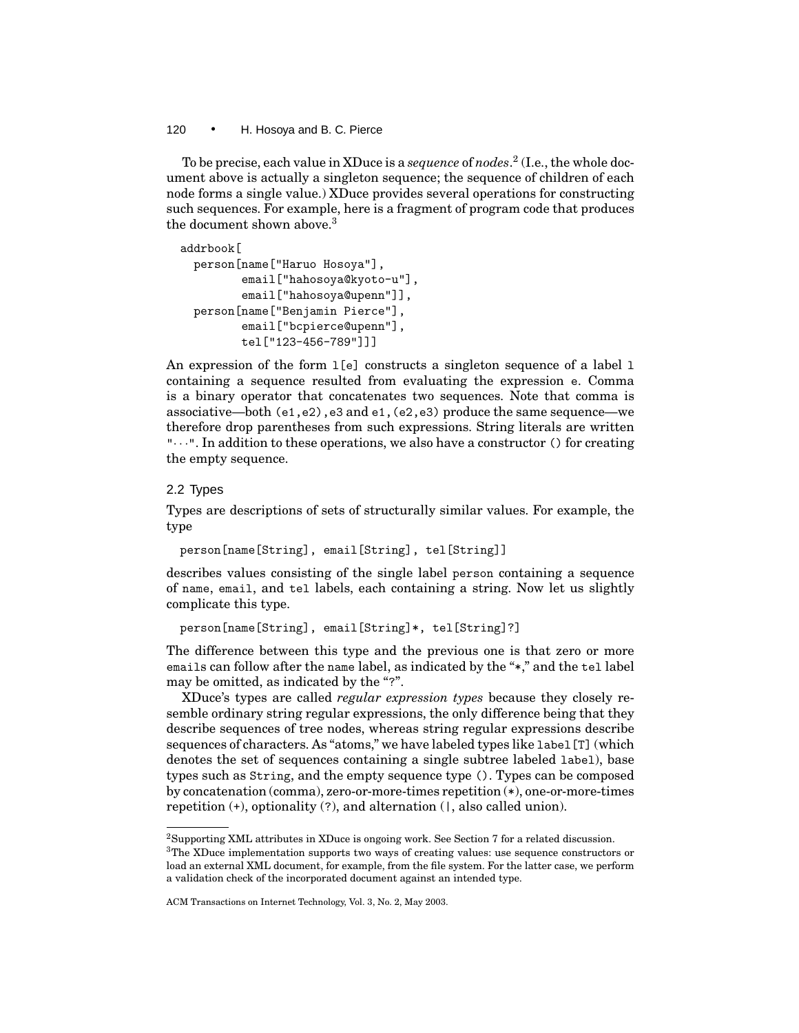To be precise, each value in XDuce is a *sequence* of *nodes*.[2] (I.e., the whole document above is actually a singleton sequence; the sequence of children of each node forms a single value.) XDuce provides several operations for constructing such sequences. For example, here is a fragment of program code that produces the document shown above.[3]

```
addrbook[
  person[name["Haruo Hosoya"],
         email["hahosoya@kyoto-u"],
         email["hahosoya@upenn"]],
  person[name["Benjamin Pierce"],
         email["bcpierce@upenn"],
         tel["123-456-789"]]]
```

An expression of the form `l[e]` constructs a singleton sequence of a label `l` containing a sequence resulted from evaluating the expression `e`. Comma is a binary operator that concatenates two sequences. Note that comma is associative—both `(e1,e2),e3` and `e1,(e2,e3)` produce the same sequence—we therefore drop parentheses from such expressions. String literals are written `"···"`. In addition to these operations, we also have a constructor `()` for creating the empty sequence.

## 2.2 Types

Types are descriptions of sets of structurally similar values. For example, the type

```
person[name[String], email[String], tel[String]]
```

describes values consisting of the single label `person` containing a sequence of `name`, `email`, and `tel` labels, each containing a string. Now let us slightly complicate this type.

```
person[name[String], email[String]*, tel[String]?]
```

The difference between this type and the previous one is that zero or more `email`s can follow after the `name` label, as indicated by the "`*`," and the `tel` label may be omitted, as indicated by the "`?`".

XDuce's types are called *regular expression types* because they closely resemble ordinary string regular expressions, the only difference being that they describe sequences of tree nodes, whereas string regular expressions describe sequences of characters. As "atoms," we have labeled types like `label[T]` (which denotes the set of sequences containing a single subtree labeled `label`), base types such as `String`, and the empty sequence type `()`. Types can be composed by concatenation (comma), zero-or-more-times repetition (`*`), one-or-more-times repetition (`+`), optionality (`?`), and alternation (`|`, also called union).

---

[2] Supporting XML attributes in XDuce is ongoing work. See Section 7 for a related discussion.

[3] The XDuce implementation supports two ways of creating values: use sequence constructors or load an external XML document, for example, from the file system. For the latter case, we perform a validation check of the incorporated document against an intended type.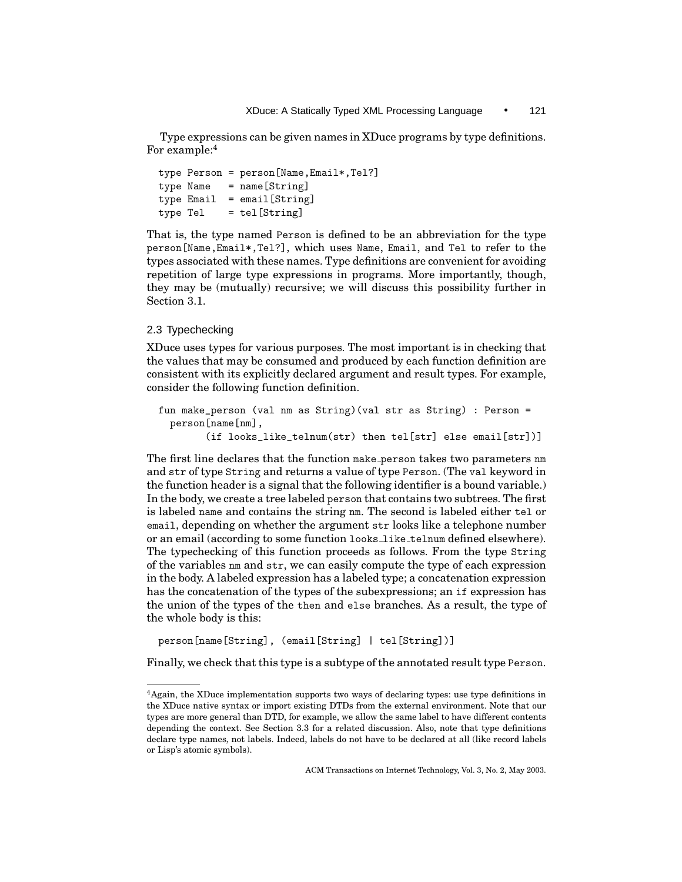Type expressions can be given names in XDuce programs by type definitions. For example:[4]

```
type Person = person[Name,Email*,Tel?]
type Name   = name[String]
type Email  = email[String]
type Tel    = tel[String]
```

That is, the type named `Person` is defined to be an abbreviation for the type `person[Name,Email*,Tel?]`, which uses `Name`, `Email`, and `Tel` to refer to the types associated with these names. Type definitions are convenient for avoiding repetition of large type expressions in programs. More importantly, though, they may be (mutually) recursive; we will discuss this possibility further in Section 3.1.

### 2.3 Typechecking

XDuce uses types for various purposes. The most important is in checking that the values that may be consumed and produced by each function definition are consistent with its explicitly declared argument and result types. For example, consider the following function definition.

```
fun make_person (val nm as String)(val str as String) : Person =
  person[name[nm],
        (if looks_like_telnum(str) then tel[str] else email[str])]
```

The first line declares that the function `make_person` takes two parameters `nm` and `str` of type `String` and returns a value of type `Person`. (The `val` keyword in the function header is a signal that the following identifier is a bound variable.) In the body, we create a tree labeled `person` that contains two subtrees. The first is labeled `name` and contains the string `nm`. The second is labeled either `tel` or `email`, depending on whether the argument `str` looks like a telephone number or an email (according to some function `looks_like_telnum` defined elsewhere). The typechecking of this function proceeds as follows. From the type `String` of the variables `nm` and `str`, we can easily compute the type of each expression in the body. A labeled expression has a labeled type; a concatenation expression has the concatenation of the types of the subexpressions; an `if` expression has the union of the types of the `then` and `else` branches. As a result, the type of the whole body is this:

```
person[name[String], (email[String] | tel[String])]
```

Finally, we check that this type is a subtype of the annotated result type `Person`.

---

[4]Again, the XDuce implementation supports two ways of declaring types: use type definitions in the XDuce native syntax or import existing DTDs from the external environment. Note that our types are more general than DTD, for example, we allow the same label to have different contents depending the context. See Section 3.3 for a related discussion. Also, note that type definitions declare type names, not labels. Indeed, labels do not have to be declared at all (like record labels or Lisp's atomic symbols).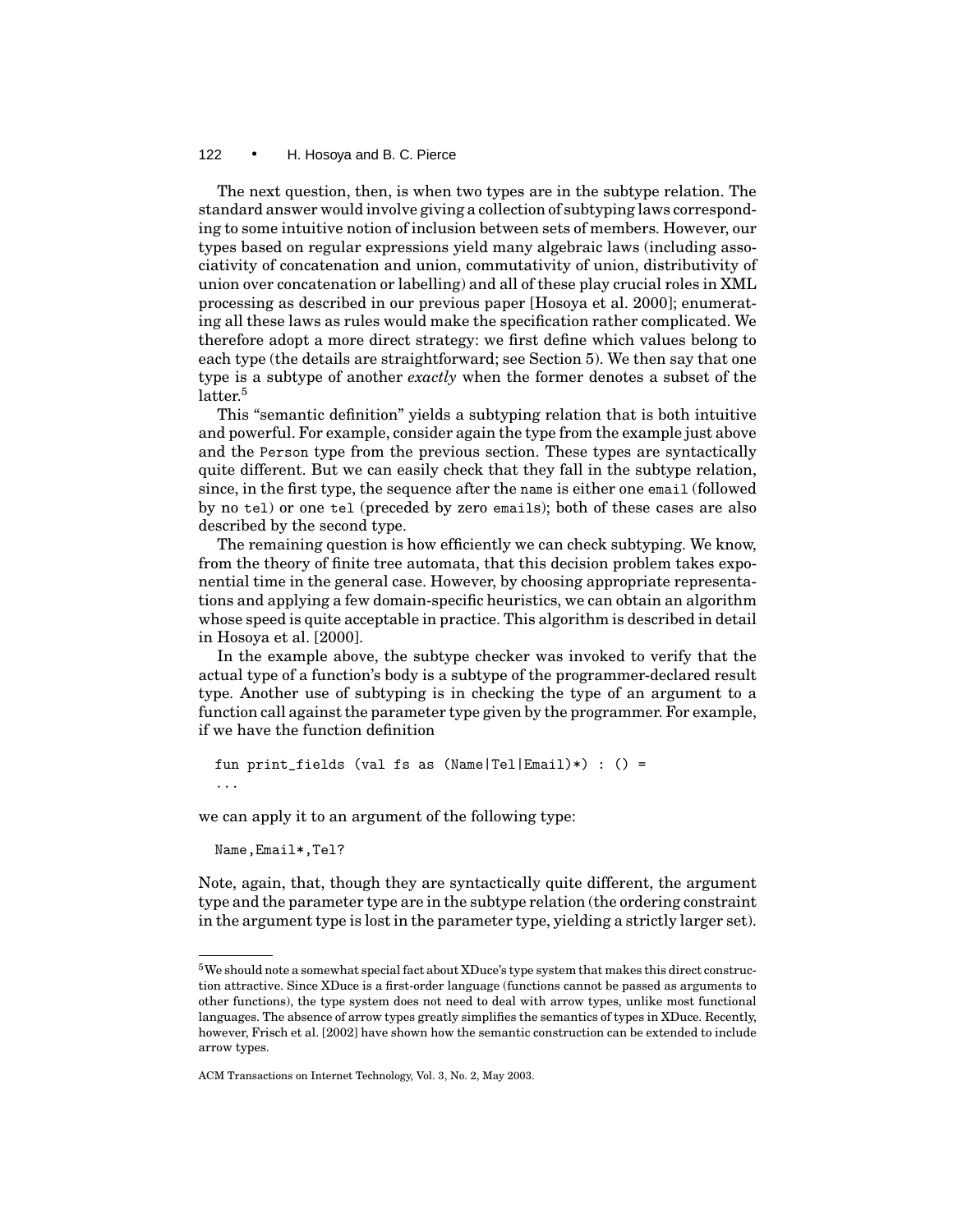The next question, then, is when two types are in the subtype relation. The standard answer would involve giving a collection of subtyping laws corresponding to some intuitive notion of inclusion between sets of members. However, our types based on regular expressions yield many algebraic laws (including associativity of concatenation and union, commutativity of union, distributivity of union over concatenation or labelling) and all of these play crucial roles in XML processing as described in our previous paper [Hosoya et al. 2000]; enumerating all these laws as rules would make the specification rather complicated. We therefore adopt a more direct strategy: we first define which values belong to each type (the details are straightforward; see Section 5). We then say that one type is a subtype of another *exactly* when the former denotes a subset of the latter.[5]

This "semantic definition" yields a subtyping relation that is both intuitive and powerful. For example, consider again the type from the example just above and the `Person` type from the previous section. These types are syntactically quite different. But we can easily check that they fall in the subtype relation, since, in the first type, the sequence after the `name` is either one `email` (followed by no `tel`) or one `tel` (preceded by zero `email`s); both of these cases are also described by the second type.

The remaining question is how efficiently we can check subtyping. We know, from the theory of finite tree automata, that this decision problem takes exponential time in the general case. However, by choosing appropriate representations and applying a few domain-specific heuristics, we can obtain an algorithm whose speed is quite acceptable in practice. This algorithm is described in detail in Hosoya et al. [2000].

In the example above, the subtype checker was invoked to verify that the actual type of a function's body is a subtype of the programmer-declared result type. Another use of subtyping is in checking the type of an argument to a function call against the parameter type given by the programmer. For example, if we have the function definition

```
fun print_fields (val fs as (Name|Tel|Email)*) : () =
...
```

we can apply it to an argument of the following type:

```
Name,Email*,Tel?
```

Note, again, that, though they are syntactically quite different, the argument type and the parameter type are in the subtype relation (the ordering constraint in the argument type is lost in the parameter type, yielding a strictly larger set).

---

[5] We should note a somewhat special fact about XDuce's type system that makes this direct construction attractive. Since XDuce is a first-order language (functions cannot be passed as arguments to other functions), the type system does not need to deal with arrow types, unlike most functional languages. The absence of arrow types greatly simplifies the semantics of types in XDuce. Recently, however, Frisch et al. [2002] have shown how the semantic construction can be extended to include arrow types.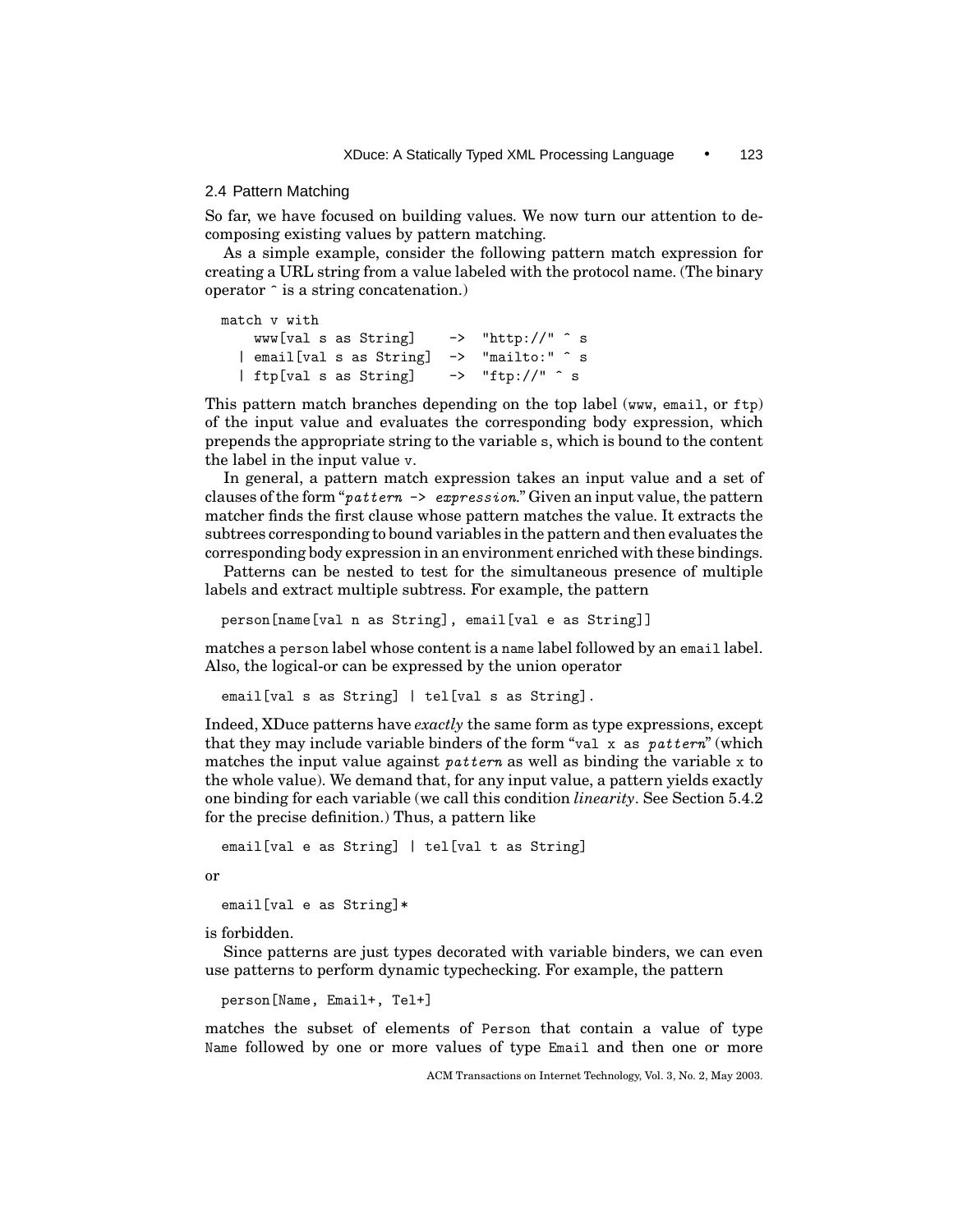## 2.4 Pattern Matching

So far, we have focused on building values. We now turn our attention to decomposing existing values by pattern matching.

As a simple example, consider the following pattern match expression for creating a URL string from a value labeled with the protocol name. (The binary operator ^ is a string concatenation.)

```
match v with
    www[val s as String]    ->  "http://" ^ s
  | email[val s as String]  ->  "mailto:" ^ s
  | ftp[val s as String]    ->  "ftp://" ^ s
```

This pattern match branches depending on the top label (www, email, or ftp) of the input value and evaluates the corresponding body expression, which prepends the appropriate string to the variable s, which is bound to the content the label in the input value v.

In general, a pattern match expression takes an input value and a set of clauses of the form "*pattern* -> *expression*." Given an input value, the pattern matcher finds the first clause whose pattern matches the value. It extracts the subtrees corresponding to bound variables in the pattern and then evaluates the corresponding body expression in an environment enriched with these bindings.

Patterns can be nested to test for the simultaneous presence of multiple labels and extract multiple subtress. For example, the pattern

```
person[name[val n as String], email[val e as String]]
```

matches a person label whose content is a name label followed by an email label. Also, the logical-or can be expressed by the union operator

```
email[val s as String] | tel[val s as String].
```

Indeed, XDuce patterns have *exactly* the same form as type expressions, except that they may include variable binders of the form "val x as *pattern*" (which matches the input value against *pattern* as well as binding the variable x to the whole value). We demand that, for any input value, a pattern yields exactly one binding for each variable (we call this condition *linearity*. See Section 5.4.2 for the precise definition.) Thus, a pattern like

```
email[val e as String] | tel[val t as String]
```

or

```
email[val e as String]*
```

is forbidden.

Since patterns are just types decorated with variable binders, we can even use patterns to perform dynamic typechecking. For example, the pattern

```
person[Name, Email+, Tel+]
```

matches the subset of elements of Person that contain a value of type Name followed by one or more values of type Email and then one or more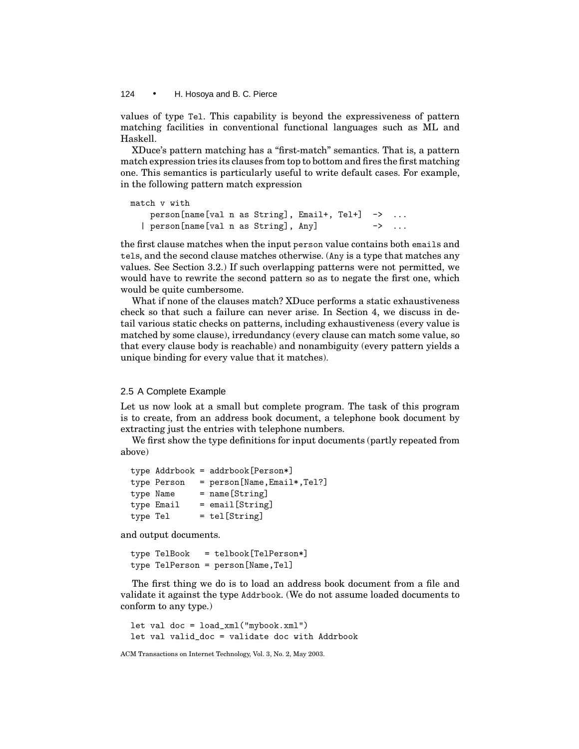values of type `Tel`. This capability is beyond the expressiveness of pattern matching facilities in conventional functional languages such as ML and Haskell.

XDuce's pattern matching has a "first-match" semantics. That is, a pattern match expression tries its clauses from top to bottom and fires the first matching one. This semantics is particularly useful to write default cases. For example, in the following pattern match expression

```
match v with
    person[name[val n as String], Email+, Tel+]  ->  ...
  | person[name[val n as String], Any]           ->  ...
```

the first clause matches when the input `person` value contains both `emails` and `tels`, and the second clause matches otherwise. (`Any` is a type that matches any values. See Section 3.2.) If such overlapping patterns were not permitted, we would have to rewrite the second pattern so as to negate the first one, which would be quite cumbersome.

What if none of the clauses match? XDuce performs a static exhaustiveness check so that such a failure can never arise. In Section 4, we discuss in detail various static checks on patterns, including exhaustiveness (every value is matched by some clause), irredundancy (every clause can match some value, so that every clause body is reachable) and nonambiguity (every pattern yields a unique binding for every value that it matches).

### 2.5 A Complete Example

Let us now look at a small but complete program. The task of this program is to create, from an address book document, a telephone book document by extracting just the entries with telephone numbers.

We first show the type definitions for input documents (partly repeated from above)

```
type Addrbook = addrbook[Person*]
type Person   = person[Name,Email*,Tel?]
type Name     = name[String]
type Email    = email[String]
type Tel      = tel[String]
```

and output documents.

```
type TelBook   = telbook[TelPerson*]
type TelPerson = person[Name,Tel]
```

The first thing we do is to load an address book document from a file and validate it against the type `Addrbook`. (We do not assume loaded documents to conform to any type.)

```
let val doc = load_xml("mybook.xml")
let val valid_doc = validate doc with Addrbook
```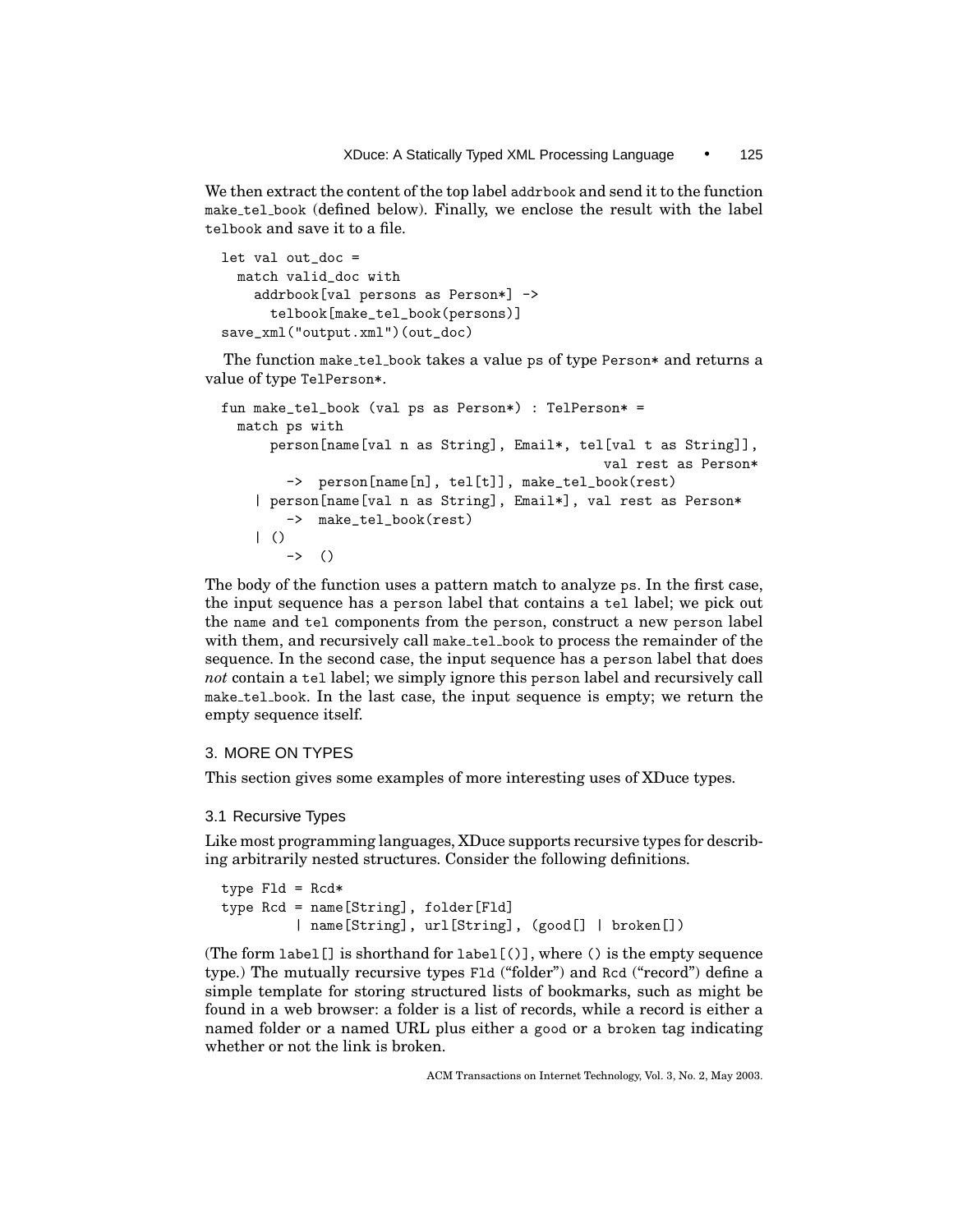We then extract the content of the top label addrbook and send it to the function make_tel_book (defined below). Finally, we enclose the result with the label telbook and save it to a file.

```
let val out_doc =
  match valid_doc with
    addrbook[val persons as Person*] ->
      telbook[make_tel_book(persons)]
save_xml("output.xml")(out_doc)
```

The function make_tel_book takes a value ps of type Person* and returns a value of type TelPerson*.

```
fun make_tel_book (val ps as Person*) : TelPerson* =
  match ps with
      person[name[val n as String], Email*, tel[val t as String]],
                                              val rest as Person*
        ->  person[name[n], tel[t]], make_tel_book(rest)
    | person[name[val n as String], Email*], val rest as Person*
        ->  make_tel_book(rest)
    | ()
        ->  ()
```

The body of the function uses a pattern match to analyze ps. In the first case, the input sequence has a person label that contains a tel label; we pick out the name and tel components from the person, construct a new person label with them, and recursively call make_tel_book to process the remainder of the sequence. In the second case, the input sequence has a person label that does *not* contain a tel label; we simply ignore this person label and recursively call make_tel_book. In the last case, the input sequence is empty; we return the empty sequence itself.

## 3. MORE ON TYPES

This section gives some examples of more interesting uses of XDuce types.

### 3.1 Recursive Types

Like most programming languages, XDuce supports recursive types for describing arbitrarily nested structures. Consider the following definitions.

```
type Fld = Rcd*
type Rcd = name[String], folder[Fld]
         | name[String], url[String], (good[] | broken[])
```

(The form label[] is shorthand for label[()], where () is the empty sequence type.) The mutually recursive types Fld ("folder") and Rcd ("record") define a simple template for storing structured lists of bookmarks, such as might be found in a web browser: a folder is a list of records, while a record is either a named folder or a named URL plus either a good or a broken tag indicating whether or not the link is broken.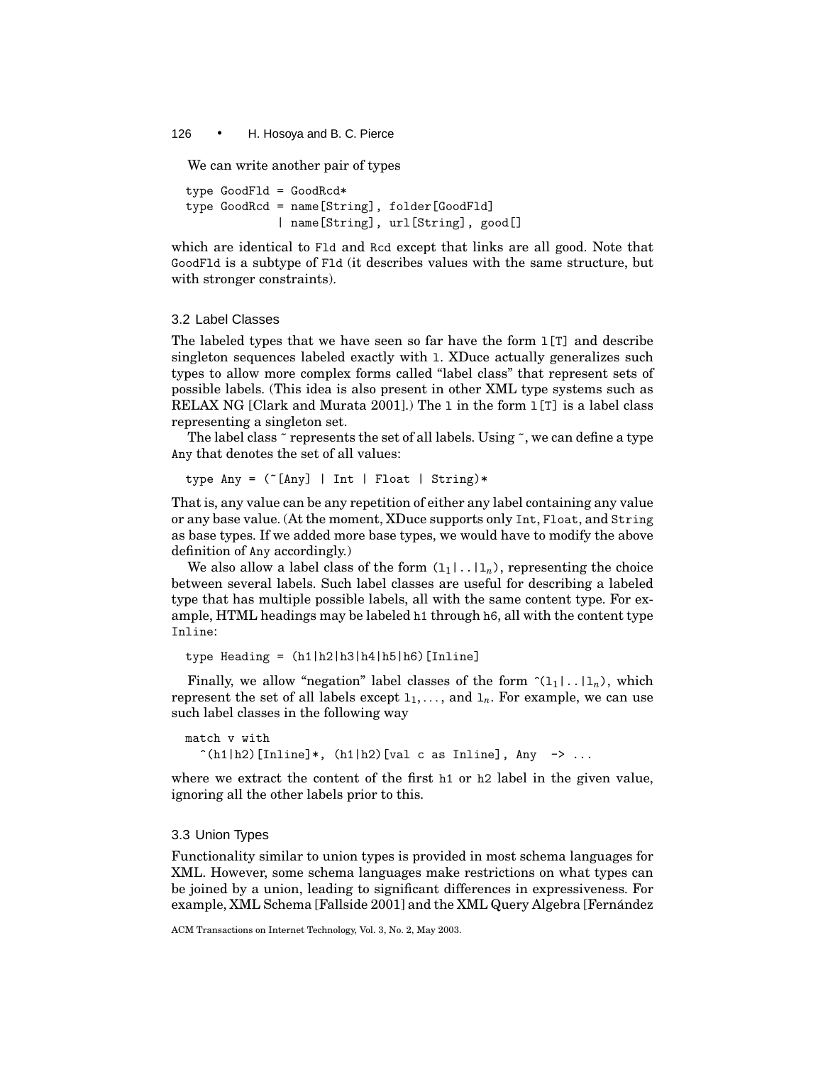We can write another pair of types

```
type GoodFld = GoodRcd*
type GoodRcd = name[String], folder[GoodFld]
             | name[String], url[String], good[]
```

which are identical to `Fld` and `Rcd` except that links are all good. Note that `GoodFld` is a subtype of `Fld` (it describes values with the same structure, but with stronger constraints).

### 3.2 Label Classes

The labeled types that we have seen so far have the form `l[T]` and describe singleton sequences labeled exactly with `l`. XDuce actually generalizes such types to allow more complex forms called "label class" that represent sets of possible labels. (This idea is also present in other XML type systems such as RELAX NG [Clark and Murata 2001].) The `l` in the form `l[T]` is a label class representing a singleton set.

The label class `~` represents the set of all labels. Using `~`, we can define a type `Any` that denotes the set of all values:

```
type Any = (~[Any] | Int | Float | String)*
```

That is, any value can be any repetition of either any label containing any value or any base value. (At the moment, XDuce supports only `Int`, `Float`, and `String` as base types. If we added more base types, we would have to modify the above definition of `Any` accordingly.)

We also allow a label class of the form $(l_1|..|l_n)$, representing the choice between several labels. Such label classes are useful for describing a labeled type that has multiple possible labels, all with the same content type. For example, HTML headings may be labeled `h1` through `h6`, all with the content type `Inline`:

```
type Heading = (h1|h2|h3|h4|h5|h6)[Inline]
```

Finally, we allow "negation" label classes of the form $\hat{}(l_1|..|l_n)$, which represent the set of all labels except $l_1, \ldots,$ and $l_n$. For example, we can use such label classes in the following way

```
match v with
  ^(h1|h2)[Inline]*, (h1|h2)[val c as Inline], Any  -> ...
```

where we extract the content of the first `h1` or `h2` label in the given value, ignoring all the other labels prior to this.

### 3.3 Union Types

Functionality similar to union types is provided in most schema languages for XML. However, some schema languages make restrictions on what types can be joined by a union, leading to significant differences in expressiveness. For example, XML Schema [Fallside 2001] and the XML Query Algebra [Fernández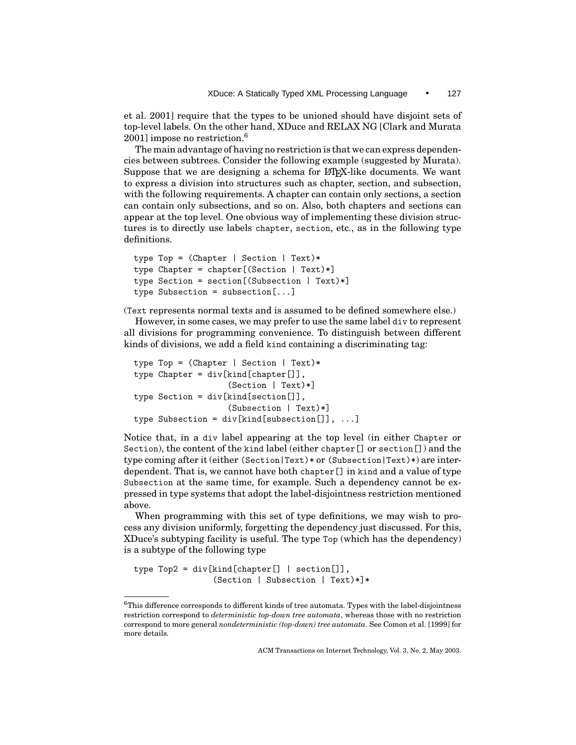et al. 2001] require that the types to be unioned should have disjoint sets of top-level labels. On the other hand, XDuce and RELAX NG [Clark and Murata 2001] impose no restriction.[6]

The main advantage of having no restriction is that we can express dependencies between subtrees. Consider the following example (suggested by Murata). Suppose that we are designing a schema for LaTeX-like documents. We want to express a division into structures such as chapter, section, and subsection, with the following requirements. A chapter can contain only sections, a section can contain only subsections, and so on. Also, both chapters and sections can appear at the top level. One obvious way of implementing these division structures is to directly use labels `chapter`, `section`, etc., as in the following type definitions.

```
type Top = (Chapter | Section | Text)*
type Chapter = chapter[(Section | Text)*]
type Section = section[(Subsection | Text)*]
type Subsection = subsection[...]
```

(`Text` represents normal texts and is assumed to be defined somewhere else.)

However, in some cases, we may prefer to use the same label `div` to represent all divisions for programming convenience. To distinguish between different kinds of divisions, we add a field `kind` containing a discriminating tag:

```
type Top = (Chapter | Section | Text)*
type Chapter = div[kind[chapter[]],
                   (Section | Text)*]
type Section = div[kind[section[]],
                   (Subsection | Text)*]
type Subsection = div[kind[subsection[]], ...]
```

Notice that, in a `div` label appearing at the top level (in either `Chapter` or `Section`), the content of the `kind` label (either `chapter[]` or `section[]`) and the type coming after it (either `(Section|Text)*` or `(Subsection|Text)*`) are interdependent. That is, we cannot have both `chapter[]` in `kind` and a value of type `Subsection` at the same time, for example. Such a dependency cannot be expressed in type systems that adopt the label-disjointness restriction mentioned above.

When programming with this set of type definitions, we may wish to process any division uniformly, forgetting the dependency just discussed. For this, XDuce's subtyping facility is useful. The type `Top` (which has the dependency) is a subtype of the following type

```
type Top2 = div[kind[chapter[] | section[]],
                (Section | Subsection | Text)*]*
```

[6] This difference corresponds to different kinds of tree automata. Types with the label-disjointness restriction correspond to *deterministic top-down tree automata*, whereas those with no restriction correspond to more general *nondeterministic (top-down) tree automata*. See Comon et al. [1999] for more details.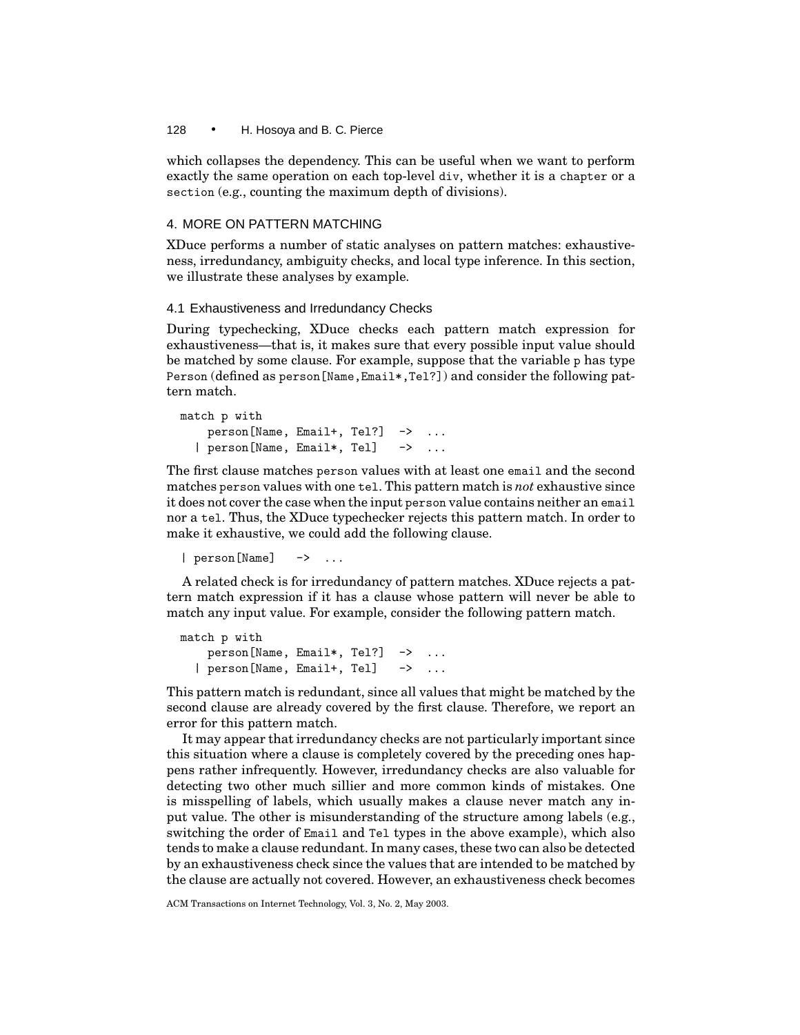which collapses the dependency. This can be useful when we want to perform exactly the same operation on each top-level div, whether it is a chapter or a section (e.g., counting the maximum depth of divisions).

## 4. MORE ON PATTERN MATCHING

XDuce performs a number of static analyses on pattern matches: exhaustiveness, irredundancy, ambiguity checks, and local type inference. In this section, we illustrate these analyses by example.

### 4.1 Exhaustiveness and Irredundancy Checks

During typechecking, XDuce checks each pattern match expression for exhaustiveness—that is, it makes sure that every possible input value should be matched by some clause. For example, suppose that the variable p has type Person (defined as person[Name,Email*,Tel?]) and consider the following pattern match.

```
match p with
    person[Name, Email+, Tel?]  -> ...
  | person[Name, Email*, Tel]   -> ...
```

The first clause matches person values with at least one email and the second matches person values with one tel. This pattern match is *not* exhaustive since it does not cover the case when the input person value contains neither an email nor a tel. Thus, the XDuce typechecker rejects this pattern match. In order to make it exhaustive, we could add the following clause.

```
| person[Name]   -> ...
```

A related check is for irredundancy of pattern matches. XDuce rejects a pattern match expression if it has a clause whose pattern will never be able to match any input value. For example, consider the following pattern match.

```
match p with
    person[Name, Email*, Tel?]  -> ...
  | person[Name, Email+, Tel]   -> ...
```

This pattern match is redundant, since all values that might be matched by the second clause are already covered by the first clause. Therefore, we report an error for this pattern match.

It may appear that irredundancy checks are not particularly important since this situation where a clause is completely covered by the preceding ones happens rather infrequently. However, irredundancy checks are also valuable for detecting two other much sillier and more common kinds of mistakes. One is misspelling of labels, which usually makes a clause never match any input value. The other is misunderstanding of the structure among labels (e.g., switching the order of Email and Tel types in the above example), which also tends to make a clause redundant. In many cases, these two can also be detected by an exhaustiveness check since the values that are intended to be matched by the clause are actually not covered. However, an exhaustiveness check becomes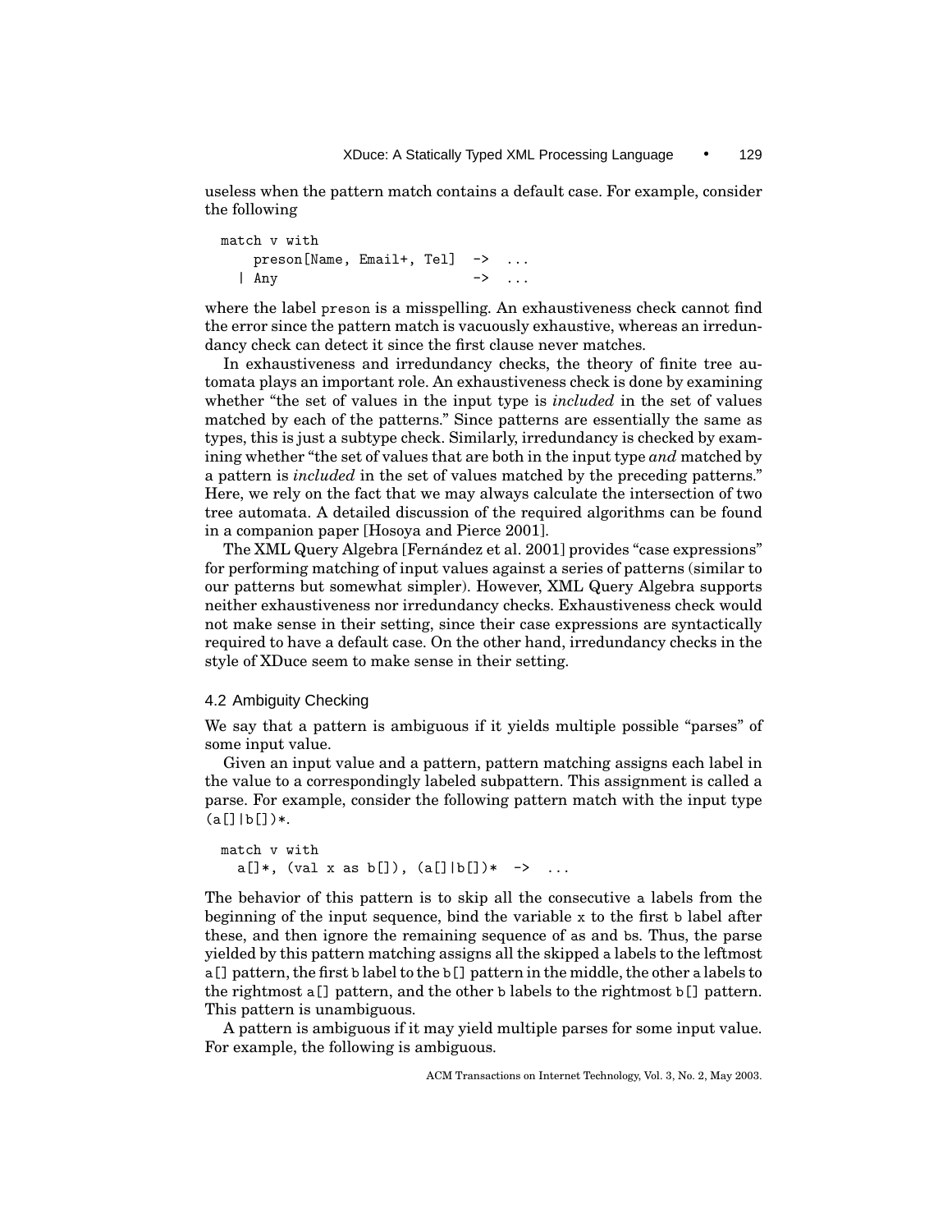useless when the pattern match contains a default case. For example, consider the following

```
match v with
    preson[Name, Email+, Tel]  -> ...
  | Any                        -> ...
```

where the label `preson` is a misspelling. An exhaustiveness check cannot find the error since the pattern match is vacuously exhaustive, whereas an irredundancy check can detect it since the first clause never matches.

In exhaustiveness and irredundancy checks, the theory of finite tree automata plays an important role. An exhaustiveness check is done by examining whether "the set of values in the input type is *included* in the set of values matched by each of the patterns." Since patterns are essentially the same as types, this is just a subtype check. Similarly, irredundancy is checked by examining whether "the set of values that are both in the input type *and* matched by a pattern is *included* in the set of values matched by the preceding patterns." Here, we rely on the fact that we may always calculate the intersection of two tree automata. A detailed discussion of the required algorithms can be found in a companion paper [Hosoya and Pierce 2001].

The XML Query Algebra [Fernández et al. 2001] provides "case expressions" for performing matching of input values against a series of patterns (similar to our patterns but somewhat simpler). However, XML Query Algebra supports neither exhaustiveness nor irredundancy checks. Exhaustiveness check would not make sense in their setting, since their case expressions are syntactically required to have a default case. On the other hand, irredundancy checks in the style of XDuce seem to make sense in their setting.

### 4.2 Ambiguity Checking

We say that a pattern is ambiguous if it yields multiple possible "parses" of some input value.

Given an input value and a pattern, pattern matching assigns each label in the value to a correspondingly labeled subpattern. This assignment is called a parse. For example, consider the following pattern match with the input type `(a[]|b[])*`.

```
match v with
  a[]*, (val x as b[]), (a[]|b[])*  ->  ...
```

The behavior of this pattern is to skip all the consecutive `a` labels from the beginning of the input sequence, bind the variable `x` to the first `b` label after these, and then ignore the remaining sequence of `a`s and `b`s. Thus, the parse yielded by this pattern matching assigns all the skipped `a` labels to the leftmost `a[]` pattern, the first `b` label to the `b[]` pattern in the middle, the other `a` labels to the rightmost `a[]` pattern, and the other `b` labels to the rightmost `b[]` pattern. This pattern is unambiguous.

A pattern is ambiguous if it may yield multiple parses for some input value. For example, the following is ambiguous.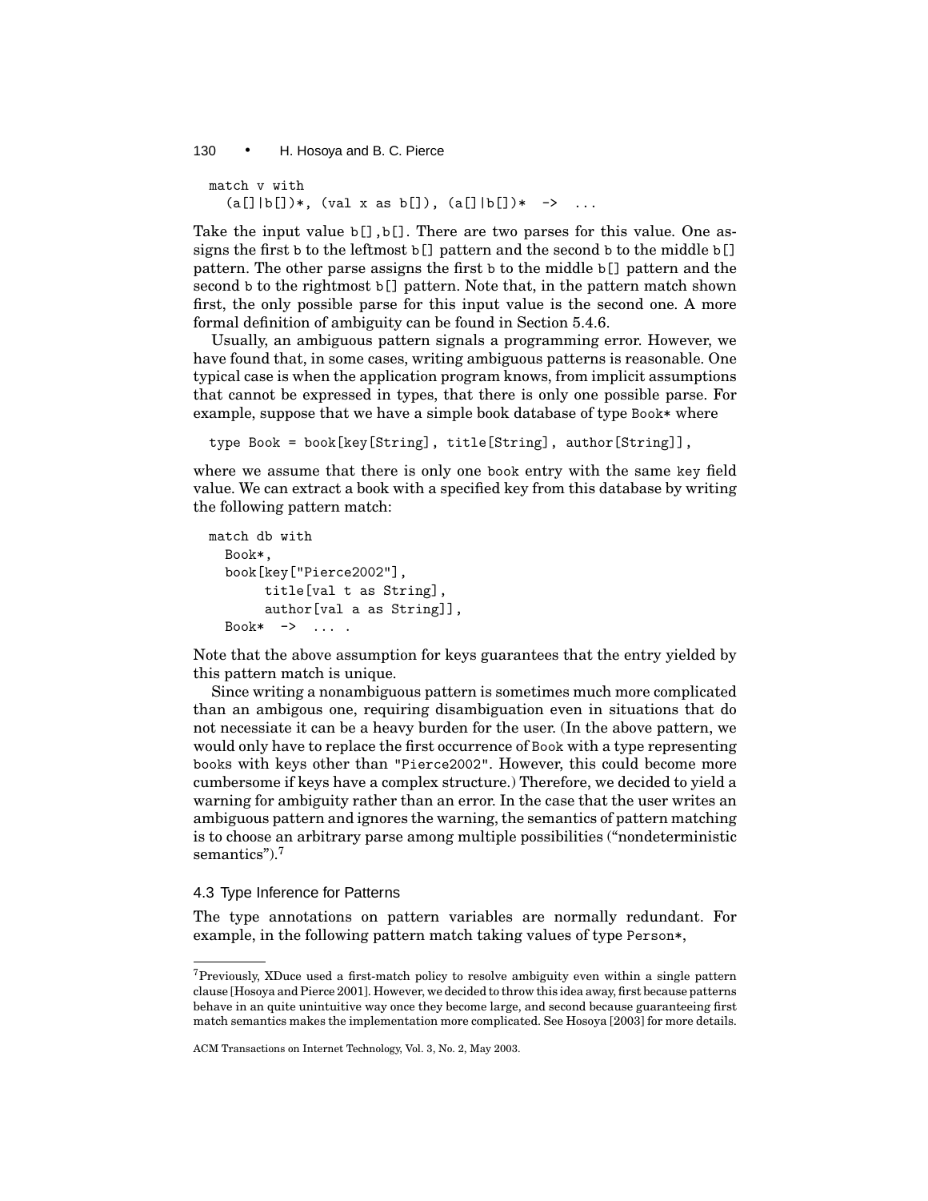```
match v with
  (a[]|b[])*, (val x as b[]), (a[]|b[])*  ->  ...
```

Take the input value b[],b[]. There are two parses for this value. One assigns the first b to the leftmost b[] pattern and the second b to the middle b[] pattern. The other parse assigns the first b to the middle b[] pattern and the second b to the rightmost b[] pattern. Note that, in the pattern match shown first, the only possible parse for this input value is the second one. A more formal definition of ambiguity can be found in Section 5.4.6.

Usually, an ambiguous pattern signals a programming error. However, we have found that, in some cases, writing ambiguous patterns is reasonable. One typical case is when the application program knows, from implicit assumptions that cannot be expressed in types, that there is only one possible parse. For example, suppose that we have a simple book database of type Book* where

```
type Book = book[key[String], title[String], author[String]],
```

where we assume that there is only one book entry with the same key field value. We can extract a book with a specified key from this database by writing the following pattern match:

```
match db with
  Book*,
  book[key["Pierce2002"],
       title[val t as String],
       author[val a as String]],
  Book*  ->  ... .
```

Note that the above assumption for keys guarantees that the entry yielded by this pattern match is unique.

Since writing a nonambiguous pattern is sometimes much more complicated than an ambigous one, requiring disambiguation even in situations that do not necessiate it can be a heavy burden for the user. (In the above pattern, we would only have to replace the first occurrence of Book with a type representing books with keys other than "Pierce2002". However, this could become more cumbersome if keys have a complex structure.) Therefore, we decided to yield a warning for ambiguity rather than an error. In the case that the user writes an ambiguous pattern and ignores the warning, the semantics of pattern matching is to choose an arbitrary parse among multiple possibilities ("nondeterministic semantics").[7]

### 4.3 Type Inference for Patterns

The type annotations on pattern variables are normally redundant. For example, in the following pattern match taking values of type Person*,

[7] Previously, XDuce used a first-match policy to resolve ambiguity even within a single pattern clause [Hosoya and Pierce 2001]. However, we decided to throw this idea away, first because patterns behave in an quite unintuitive way once they become large, and second because guaranteeing first match semantics makes the implementation more complicated. See Hosoya [2003] for more details.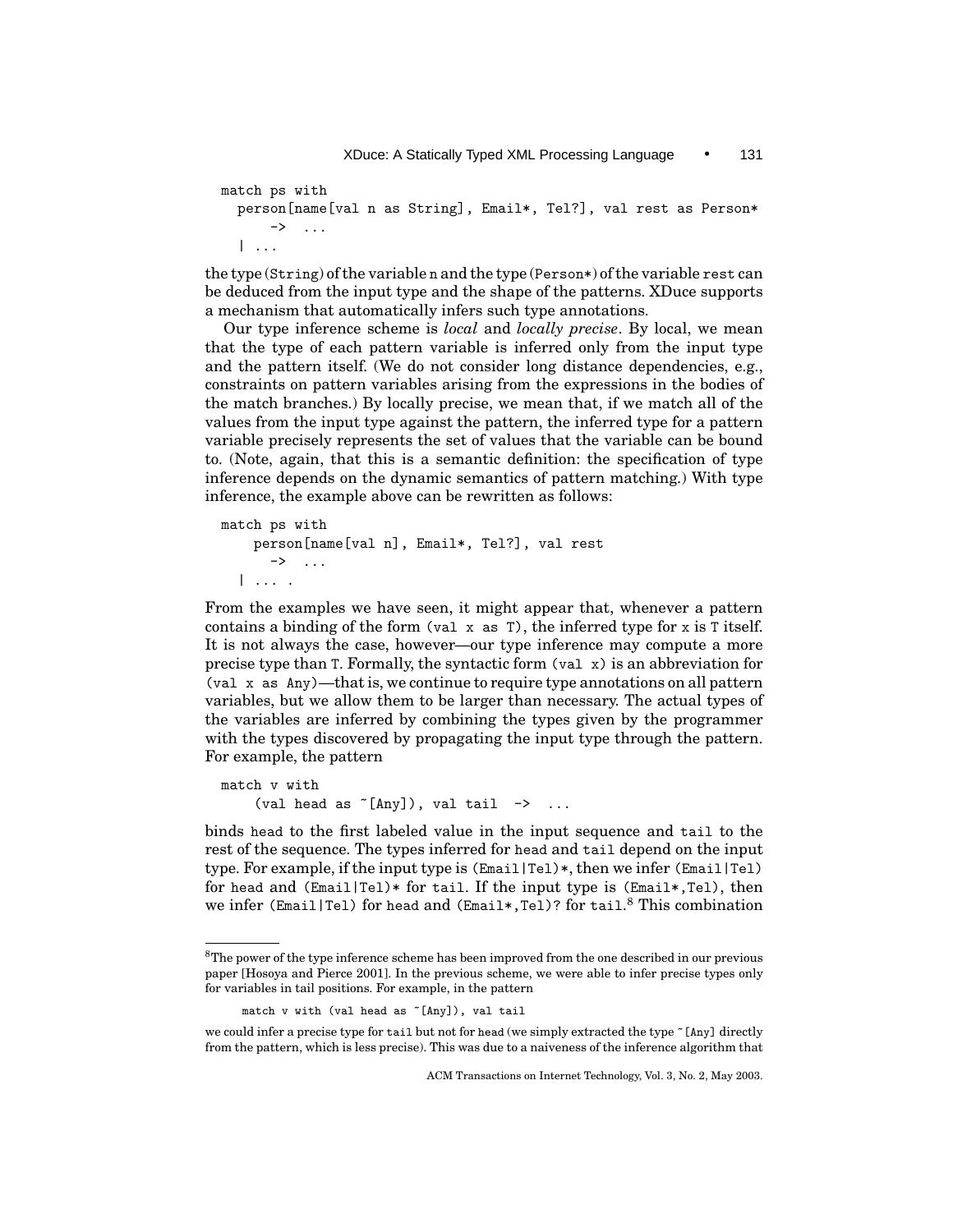```
match ps with
  person[name[val n as String], Email*, Tel?], val rest as Person*
     -> ...
  | ...
```

the type (String) of the variable n and the type (Person*) of the variable rest can be deduced from the input type and the shape of the patterns. XDuce supports a mechanism that automatically infers such type annotations.

Our type inference scheme is *local* and *locally precise*. By local, we mean that the type of each pattern variable is inferred only from the input type and the pattern itself. (We do not consider long distance dependencies, e.g., constraints on pattern variables arising from the expressions in the bodies of the match branches.) By locally precise, we mean that, if we match all of the values from the input type against the pattern, the inferred type for a pattern variable precisely represents the set of values that the variable can be bound to. (Note, again, that this is a semantic definition: the specification of type inference depends on the dynamic semantics of pattern matching.) With type inference, the example above can be rewritten as follows:

```
match ps with
    person[name[val n], Email*, Tel?], val rest
      -> ...
  | ... .
```

From the examples we have seen, it might appear that, whenever a pattern contains a binding of the form (val x as T), the inferred type for x is T itself. It is not always the case, however—our type inference may compute a more precise type than T. Formally, the syntactic form (val x) is an abbreviation for (val x as Any)—that is, we continue to require type annotations on all pattern variables, but we allow them to be larger than necessary. The actual types of the variables are inferred by combining the types given by the programmer with the types discovered by propagating the input type through the pattern. For example, the pattern

```
match v with
    (val head as ~[Any]), val tail  ->  ...
```

binds head to the first labeled value in the input sequence and tail to the rest of the sequence. The types inferred for head and tail depend on the input type. For example, if the input type is (Email|Tel)*, then we infer (Email|Tel) for head and (Email|Tel)* for tail. If the input type is (Email*,Tel), then we infer (Email|Tel) for head and (Email*,Tel)? for tail.[8] This combination

---

[8]The power of the type inference scheme has been improved from the one described in our previous paper [Hosoya and Pierce 2001]. In the previous scheme, we were able to infer precise types only for variables in tail positions. For example, in the pattern

```
match v with (val head as ~[Any]), val tail
```

we could infer a precise type for tail but not for head (we simply extracted the type ~[Any] directly from the pattern, which is less precise). This was due to a naiveness of the inference algorithm that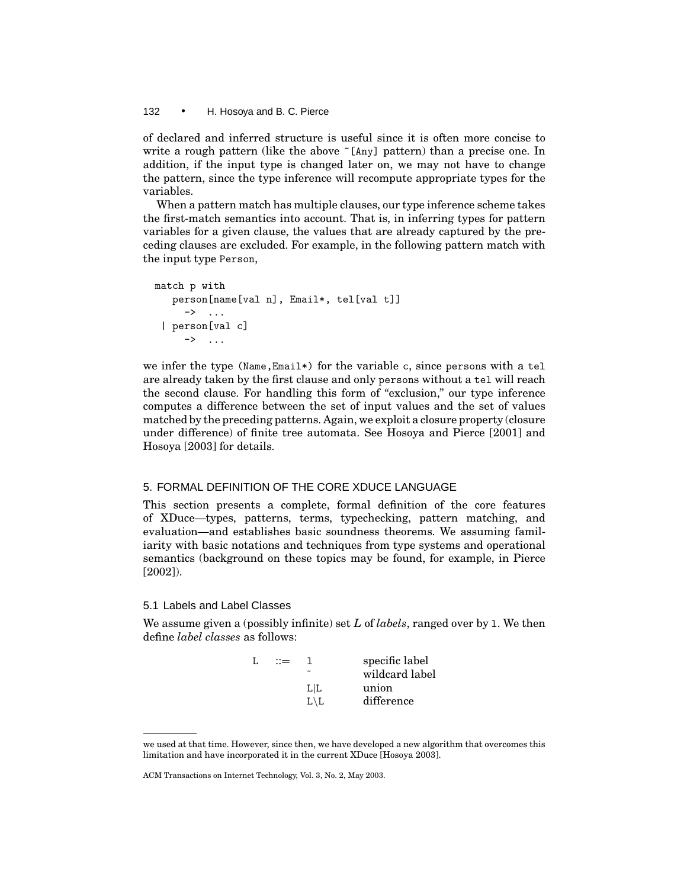of declared and inferred structure is useful since it is often more concise to write a rough pattern (like the above `~[Any]` pattern) than a precise one. In addition, if the input type is changed later on, we may not have to change the pattern, since the type inference will recompute appropriate types for the variables.

When a pattern match has multiple clauses, our type inference scheme takes the first-match semantics into account. That is, in inferring types for pattern variables for a given clause, the values that are already captured by the preceding clauses are excluded. For example, in the following pattern match with the input type `Person`,

```
match p with
   person[name[val n], Email*, tel[val t]]
     -> ...
 | person[val c]
     -> ...
```

we infer the type `(Name,Email*)` for the variable `c`, since `person`s with a `tel` are already taken by the first clause and only `person`s without a `tel` will reach the second clause. For handling this form of "exclusion," our type inference computes a difference between the set of input values and the set of values matched by the preceding patterns. Again, we exploit a closure property (closure under difference) of finite tree automata. See Hosoya and Pierce [2001] and Hosoya [2003] for details.

## 5. FORMAL DEFINITION OF THE CORE XDUCE LANGUAGE

This section presents a complete, formal definition of the core features of XDuce—types, patterns, terms, typechecking, pattern matching, and evaluation—and establishes basic soundness theorems. We assuming familiarity with basic notations and techniques from type systems and operational semantics (background on these topics may be found, for example, in Pierce [2002]).

### 5.1 Labels and Label Classes

We assume given a (possibly infinite) set $L$ of *labels*, ranged over by `l`. We then define *label classes* as follows:

```
L  ::=  l      specific label
        ~      wildcard label
        L|L    union
        L\L    difference
```

we used at that time. However, since then, we have developed a new algorithm that overcomes this limitation and have incorporated it in the current XDuce [Hosoya 2003].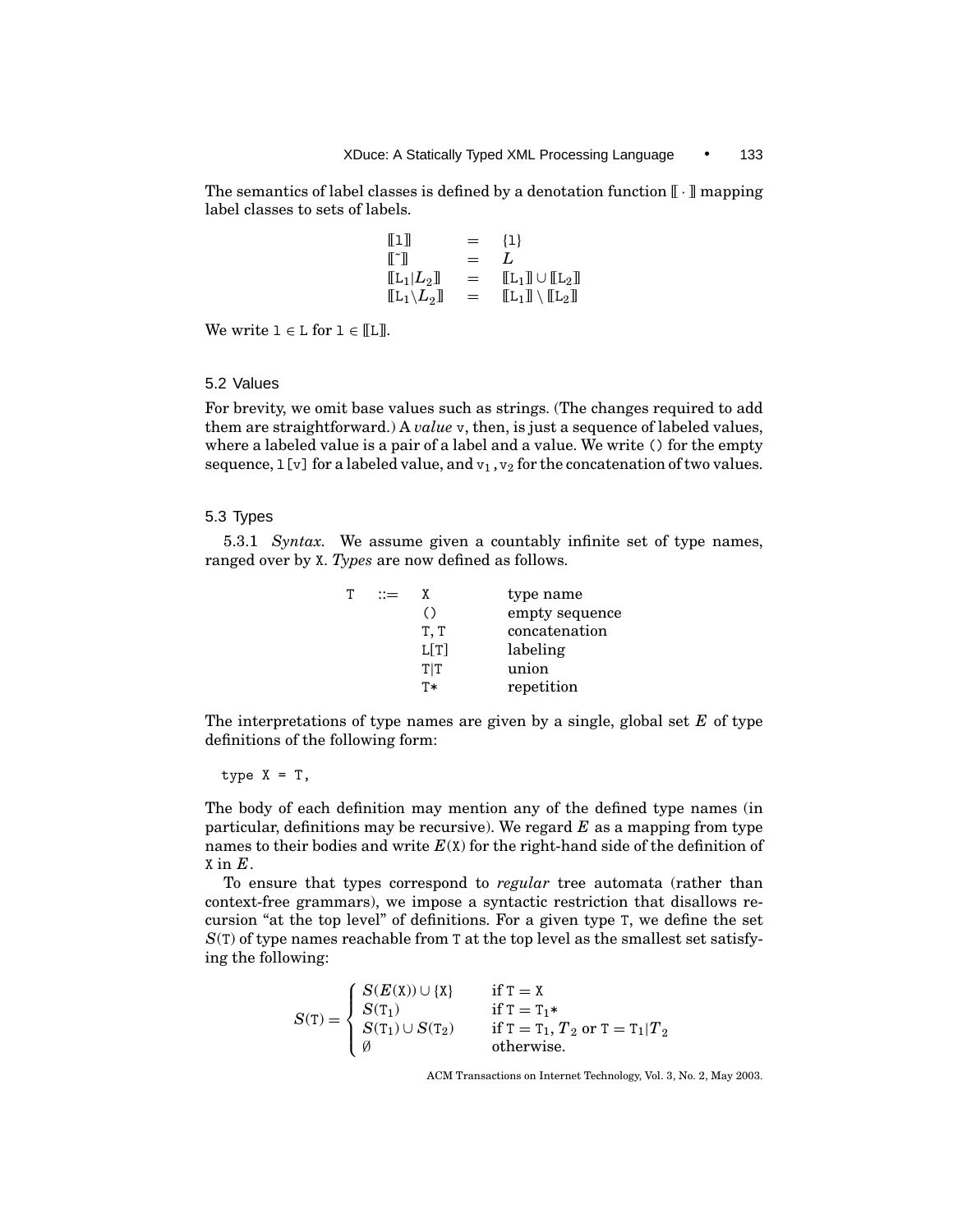The semantics of label classes is defined by a denotation function $[\![\cdot]\!]$ mapping label classes to sets of labels.

$$
\begin{array}{lcl}
[\![\mathtt{l}]\!] & = & \{\mathtt{l}\} \\
[\![\tilde{}]\!] & = & L \\
[\![\mathtt{L}_1|L_2]\!] & = & [\![\mathtt{L}_1]\!] \cup [\![\mathtt{L}_2]\!] \\
[\![\mathtt{L}_1 \backslash L_2]\!] & = & [\![\mathtt{L}_1]\!] \setminus [\![\mathtt{L}_2]\!]
\end{array}
$$

We write $\mathtt{l} \in \mathtt{L}$ for $\mathtt{l} \in [\![\mathtt{L}]\!]$.

### 5.2 Values

For brevity, we omit base values such as strings. (The changes required to add them are straightforward.) A *value* `v`, then, is just a sequence of labeled values, where a labeled value is a pair of a label and a value. We write `()` for the empty sequence, `l[v]` for a labeled value, and $\mathtt{v}_1, \mathtt{v}_2$ for the concatenation of two values.

### 5.3 Types

5.3.1 *Syntax.* We assume given a countably infinite set of type names, ranged over by `X`. *Types* are now defined as follows.

| | | | |
|---|---|---|---|
| `T` | ::= | `X` | type name |
| | | `()` | empty sequence |
| | | `T, T` | concatenation |
| | | `L[T]` | labeling |
| | | `T\|T` | union |
| | | `T*` | repetition |

The interpretations of type names are given by a single, global set $E$ of type definitions of the following form:

```
type X = T,
```

The body of each definition may mention any of the defined type names (in particular, definitions may be recursive). We regard $E$ as a mapping from type names to their bodies and write $E(\mathtt{X})$ for the right-hand side of the definition of `X` in $E$.

To ensure that types correspond to *regular* tree automata (rather than context-free grammars), we impose a syntactic restriction that disallows recursion "at the top level" of definitions. For a given type `T`, we define the set $S(\mathtt{T})$ of type names reachable from `T` at the top level as the smallest set satisfying the following:

$$
S(\mathtt{T}) = \begin{cases}
S(E(\mathtt{X})) \cup \{\mathtt{X}\} & \text{if } \mathtt{T} = \mathtt{X} \\
S(\mathtt{T}_1) & \text{if } \mathtt{T} = \mathtt{T}_1* \\
S(\mathtt{T}_1) \cup S(\mathtt{T}_2) & \text{if } \mathtt{T} = \mathtt{T}_1, T_2 \text{ or } \mathtt{T} = \mathtt{T}_1|T_2 \\
\emptyset & \text{otherwise.}
\end{cases}
$$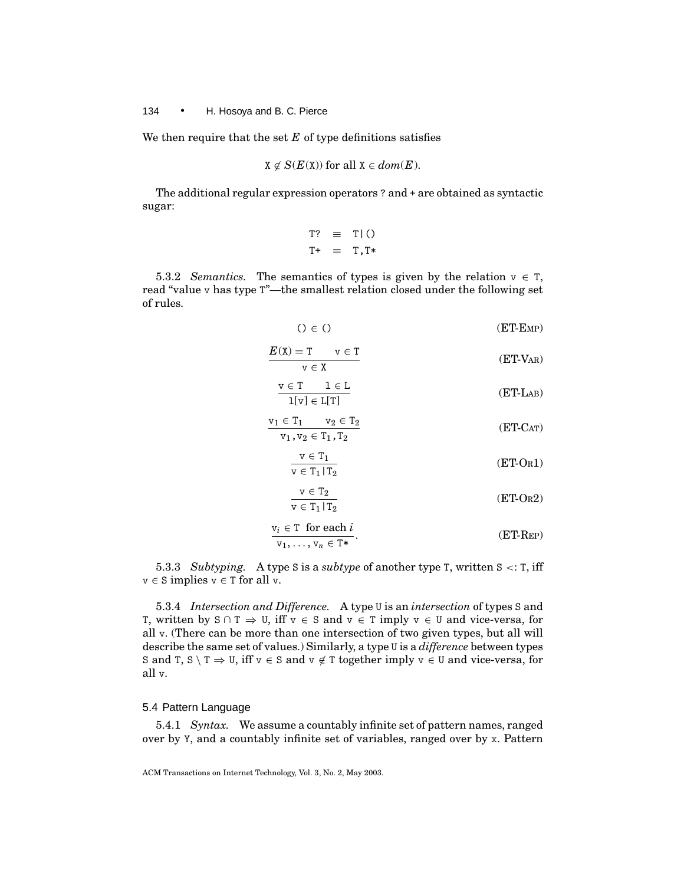We then require that the set $E$ of type definitions satisfies

$$\mathtt{X} \notin S(E(\mathtt{X})) \text{ for all } \mathtt{X} \in dom(E).$$

The additional regular expression operators ? and + are obtained as syntactic sugar:

$$\begin{array}{rcl} \mathtt{T?} & \equiv & \mathtt{T|()} \\ \mathtt{T+} & \equiv & \mathtt{T,T*} \end{array}$$

5.3.2 *Semantics.* The semantics of types is given by the relation v ∈ T, read "value v has type T"—the smallest relation closed under the following set of rules.

$$\mathtt{()} \in \mathtt{()} \qquad \text{(ET-EMP)}$$

$$\frac{E(\mathtt{X}) = \mathtt{T} \qquad \mathtt{v} \in \mathtt{T}}{\mathtt{v} \in \mathtt{X}} \qquad \text{(ET-VAR)}$$

$$\frac{\mathtt{v} \in \mathtt{T} \qquad \mathtt{l} \in \mathtt{L}}{\mathtt{l[v]} \in \mathtt{L[T]}} \qquad \text{(ET-LAB)}$$

$$\frac{\mathtt{v}_1 \in \mathtt{T}_1 \qquad \mathtt{v}_2 \in \mathtt{T}_2}{\mathtt{v}_1, \mathtt{v}_2 \in \mathtt{T}_1, \mathtt{T}_2} \qquad \text{(ET-CAT)}$$

$$\frac{\mathtt{v} \in \mathtt{T}_1}{\mathtt{v} \in \mathtt{T}_1 | \mathtt{T}_2} \qquad \text{(ET-OR1)}$$

$$\frac{\mathtt{v} \in \mathtt{T}_2}{\mathtt{v} \in \mathtt{T}_1 | \mathtt{T}_2} \qquad \text{(ET-OR2)}$$

$$\frac{\mathtt{v}_i \in \mathtt{T} \ \text{ for each } i}{\mathtt{v}_1, \ldots, \mathtt{v}_n \in \mathtt{T*}}. \qquad \text{(ET-REP)}$$

5.3.3 *Subtyping.* A type S is a *subtype* of another type T, written S <: T, iff v ∈ S implies v ∈ T for all v.

5.3.4 *Intersection and Difference.* A type U is an *intersection* of types S and T, written by $\mathtt{S} \cap \mathtt{T} \Rightarrow \mathtt{U}$, iff v ∈ S and v ∈ T imply v ∈ U and vice-versa, for all v. (There can be more than one intersection of two given types, but all will describe the same set of values.) Similarly, a type U is a *difference* between types S and T, $\mathtt{S} \setminus \mathtt{T} \Rightarrow \mathtt{U}$, iff v ∈ S and v ∉ T together imply v ∈ U and vice-versa, for all v.

### 5.4 Pattern Language

5.4.1 *Syntax.* We assume a countably infinite set of pattern names, ranged over by Y, and a countably infinite set of variables, ranged over by x. Pattern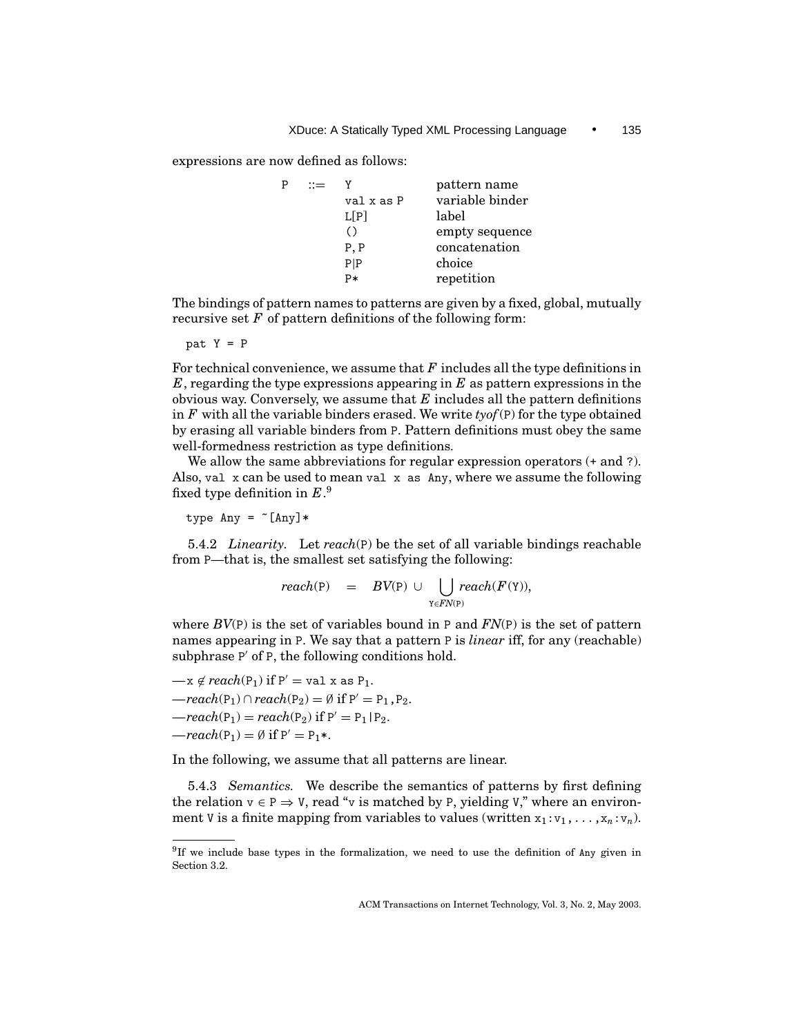expressions are now defined as follows:

```
P  ::=  Y             pattern name
        val x as P    variable binder
        L[P]          label
        ()            empty sequence
        P, P          concatenation
        P|P           choice
        P*            repetition
```

The bindings of pattern names to patterns are given by a fixed, global, mutually recursive set $F$ of pattern definitions of the following form:

```
pat Y = P
```

For technical convenience, we assume that $F$ includes all the type definitions in $E$, regarding the type expressions appearing in $E$ as pattern expressions in the obvious way. Conversely, we assume that $E$ includes all the pattern definitions in $F$ with all the variable binders erased. We write *tyof*(P) for the type obtained by erasing all variable binders from P. Pattern definitions must obey the same well-formedness restriction as type definitions.

We allow the same abbreviations for regular expression operators (+ and ?). Also, `val x` can be used to mean `val x as Any`, where we assume the following fixed type definition in $E$.[9]

```
type Any = ~[Any]*
```

5.4.2 *Linearity.* Let *reach*(P) be the set of all variable bindings reachable from P—that is, the smallest set satisfying the following:

$$reach(\mathtt{P}) \quad = \quad BV(\mathtt{P}) \cup \bigcup_{\mathtt{Y} \in FN(\mathtt{P})} reach(F(\mathtt{Y})),$$

where $BV(\mathtt{P})$ is the set of variables bound in P and $FN(\mathtt{P})$ is the set of pattern names appearing in P. We say that a pattern P is *linear* iff, for any (reachable) subphrase $\mathtt{P}'$ of P, the following conditions hold.

—$\mathtt{x} \notin reach(\mathtt{P}_1)$ if $\mathtt{P}' = \mathtt{val\ x\ as\ P}_1$.
—$reach(\mathtt{P}_1) \cap reach(\mathtt{P}_2) = \emptyset$ if $\mathtt{P}' = \mathtt{P}_1, \mathtt{P}_2$.
—$reach(\mathtt{P}_1) = reach(\mathtt{P}_2)$ if $\mathtt{P}' = \mathtt{P}_1 | \mathtt{P}_2$.
—$reach(\mathtt{P}_1) = \emptyset$ if $\mathtt{P}' = \mathtt{P}_1*$.

In the following, we assume that all patterns are linear.

5.4.3 *Semantics.* We describe the semantics of patterns by first defining the relation $\mathtt{v} \in \mathtt{P} \Rightarrow \mathtt{V}$, read "v is matched by P, yielding V," where an environment V is a finite mapping from variables to values (written $\mathtt{x}_1 : \mathtt{v}_1, \ldots, \mathtt{x}_n : \mathtt{v}_n$).

[9] If we include base types in the formalization, we need to use the definition of Any given in Section 3.2.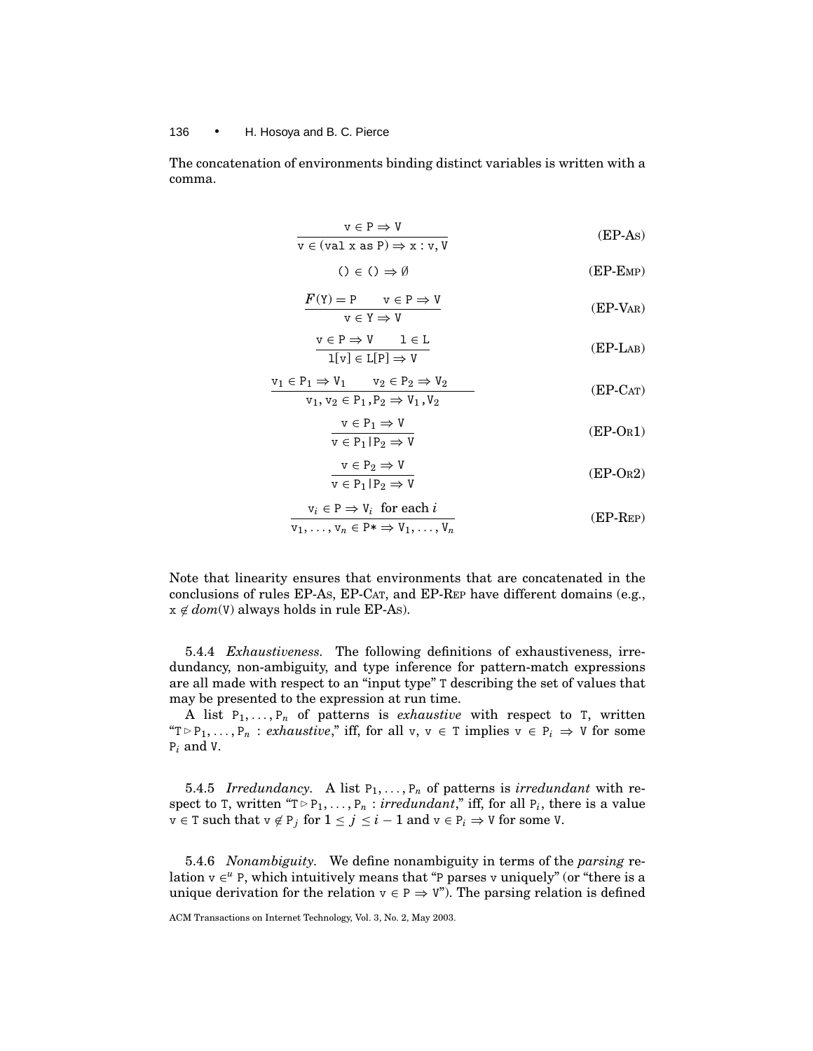The concatenation of environments binding distinct variables is written with a comma.

$$\frac{\mathtt{v} \in \mathtt{P} \Rightarrow \mathtt{V}}{\mathtt{v} \in (\mathtt{val}\ \mathtt{x}\ \mathtt{as}\ \mathtt{P}) \Rightarrow \mathtt{x} : \mathtt{v}, \mathtt{V}} \qquad \text{(EP-As)}$$

$$() \in () \Rightarrow \emptyset \qquad \text{(EP-Emp)}$$

$$\frac{F(\mathtt{Y}) = \mathtt{P} \qquad \mathtt{v} \in \mathtt{P} \Rightarrow \mathtt{V}}{\mathtt{v} \in \mathtt{Y} \Rightarrow \mathtt{V}} \qquad \text{(EP-Var)}$$

$$\frac{\mathtt{v} \in \mathtt{P} \Rightarrow \mathtt{V} \qquad \mathtt{l} \in \mathtt{L}}{\mathtt{l[v]} \in \mathtt{L[P]} \Rightarrow \mathtt{V}} \qquad \text{(EP-Lab)}$$

$$\frac{\mathtt{v}_1 \in \mathtt{P}_1 \Rightarrow \mathtt{V}_1 \qquad \mathtt{v}_2 \in \mathtt{P}_2 \Rightarrow \mathtt{V}_2}{\mathtt{v}_1, \mathtt{v}_2 \in \mathtt{P}_1, \mathtt{P}_2 \Rightarrow \mathtt{V}_1, \mathtt{V}_2} \qquad \text{(EP-Cat)}$$

$$\frac{\mathtt{v} \in \mathtt{P}_1 \Rightarrow \mathtt{V}}{\mathtt{v} \in \mathtt{P}_1 | \mathtt{P}_2 \Rightarrow \mathtt{V}} \qquad \text{(EP-Or1)}$$

$$\frac{\mathtt{v} \in \mathtt{P}_2 \Rightarrow \mathtt{V}}{\mathtt{v} \in \mathtt{P}_1 | \mathtt{P}_2 \Rightarrow \mathtt{V}} \qquad \text{(EP-Or2)}$$

$$\frac{\mathtt{v}_i \in \mathtt{P} \Rightarrow \mathtt{V}_i \ \text{ for each } i}{\mathtt{v}_1, \ldots, \mathtt{v}_n \in \mathtt{P*} \Rightarrow \mathtt{V}_1, \ldots, \mathtt{V}_n} \qquad \text{(EP-Rep)}$$

Note that linearity ensures that environments that are concatenated in the conclusions of rules EP-As, EP-Cat, and EP-Rep have different domains (e.g., $\mathtt{x} \notin dom(\mathtt{V})$ always holds in rule EP-As).

5.4.4 *Exhaustiveness.* The following definitions of exhaustiveness, irredundancy, non-ambiguity, and type inference for pattern-match expressions are all made with respect to an "input type" T describing the set of values that may be presented to the expression at run time.

A list $\mathtt{P}_1, \ldots, \mathtt{P}_n$ of patterns is *exhaustive* with respect to T, written "$\mathtt{T} \rhd \mathtt{P}_1, \ldots, \mathtt{P}_n$ : *exhaustive*," iff, for all v, $\mathtt{v} \in \mathtt{T}$ implies $\mathtt{v} \in \mathtt{P}_i \Rightarrow \mathtt{V}$ for some $\mathtt{P}_i$ and V.

5.4.5 *Irredundancy.* A list $\mathtt{P}_1, \ldots, \mathtt{P}_n$ of patterns is *irredundant* with respect to T, written "$\mathtt{T} \rhd \mathtt{P}_1, \ldots, \mathtt{P}_n$ : *irredundant*," iff, for all $\mathtt{P}_i$, there is a value $\mathtt{v} \in \mathtt{T}$ such that $\mathtt{v} \notin \mathtt{P}_j$ for $1 \leq j \leq i-1$ and $\mathtt{v} \in \mathtt{P}_i \Rightarrow \mathtt{V}$ for some V.

5.4.6 *Nonambiguity.* We define nonambiguity in terms of the *parsing* relation $\mathtt{v} \in^u \mathtt{P}$, which intuitively means that "P parses v uniquely" (or "there is a unique derivation for the relation $\mathtt{v} \in \mathtt{P} \Rightarrow \mathtt{V}$"). The parsing relation is defined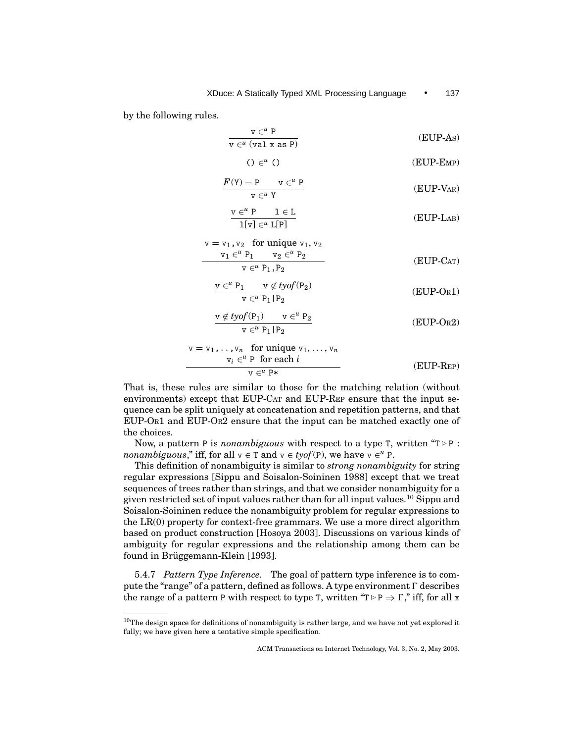by the following rules.

$$\frac{\mathtt{v} \in^u \mathtt{P}}{\mathtt{v} \in^u (\mathtt{val\ x\ as\ P})} \qquad \text{(EUP-As)}$$

$$() \in^u () \qquad \text{(EUP-Emp)}$$

$$\frac{F(\mathtt{Y}) = \mathtt{P} \qquad \mathtt{v} \in^u \mathtt{P}}{\mathtt{v} \in^u \mathtt{Y}} \qquad \text{(EUP-Var)}$$

$$\frac{\mathtt{v} \in^u \mathtt{P} \qquad \mathtt{l} \in \mathtt{L}}{\mathtt{l[v]} \in^u \mathtt{L[P]}} \qquad \text{(EUP-Lab)}$$

$$\frac{\begin{array}{c}\mathtt{v} = \mathtt{v}_1, \mathtt{v}_2 \quad \text{for unique } \mathtt{v}_1, \mathtt{v}_2 \\ \mathtt{v}_1 \in^u \mathtt{P}_1 \qquad \mathtt{v}_2 \in^u \mathtt{P}_2\end{array}}{\mathtt{v} \in^u \mathtt{P}_1, \mathtt{P}_2} \qquad \text{(EUP-Cat)}$$

$$\frac{\mathtt{v} \in^u \mathtt{P}_1 \qquad \mathtt{v} \notin \mathit{tyof}(\mathtt{P}_2)}{\mathtt{v} \in^u \mathtt{P}_1 | \mathtt{P}_2} \qquad \text{(EUP-Or1)}$$

$$\frac{\mathtt{v} \notin \mathit{tyof}(\mathtt{P}_1) \qquad \mathtt{v} \in^u \mathtt{P}_2}{\mathtt{v} \in^u \mathtt{P}_1 | \mathtt{P}_2} \qquad \text{(EUP-Or2)}$$

$$\frac{\begin{array}{c}\mathtt{v} = \mathtt{v}_1, \ldots, \mathtt{v}_n \quad \text{for unique } \mathtt{v}_1, \ldots, \mathtt{v}_n \\ \mathtt{v}_i \in^u \mathtt{P} \ \text{ for each } i\end{array}}{\mathtt{v} \in^u \mathtt{P*}} \qquad \text{(EUP-Rep)}$$

That is, these rules are similar to those for the matching relation (without environments) except that EUP-Cat and EUP-Rep ensure that the input sequence can be split uniquely at concatenation and repetition patterns, and that EUP-Or1 and EUP-Or2 ensure that the input can be matched exactly one of the choices.

Now, a pattern P is *nonambiguous* with respect to a type T, written "$\mathtt{T} \triangleright \mathtt{P}$ : *nonambiguous*," iff, for all $\mathtt{v} \in \mathtt{T}$ and $\mathtt{v} \in \mathit{tyof}(\mathtt{P})$, we have $\mathtt{v} \in^u \mathtt{P}$.

This definition of nonambiguity is similar to *strong nonambiguity* for string regular expressions [Sippu and Soisalon-Soininen 1988] except that we treat sequences of trees rather than strings, and that we consider nonambiguity for a given restricted set of input values rather than for all input values.[10] Sippu and Soisalon-Soininen reduce the nonambiguity problem for regular expressions to the LR(0) property for context-free grammars. We use a more direct algorithm based on product construction [Hosoya 2003]. Discussions on various kinds of ambiguity for regular expressions and the relationship among them can be found in Brüggemann-Klein [1993].

5.4.7 *Pattern Type Inference.* The goal of pattern type inference is to compute the "range" of a pattern, defined as follows. A type environment Γ describes the range of a pattern P with respect to type T, written "$\mathtt{T} \triangleright \mathtt{P} \Rightarrow \Gamma$," iff, for all x

[10] The design space for definitions of nonambiguity is rather large, and we have not yet explored it fully; we have given here a tentative simple specification.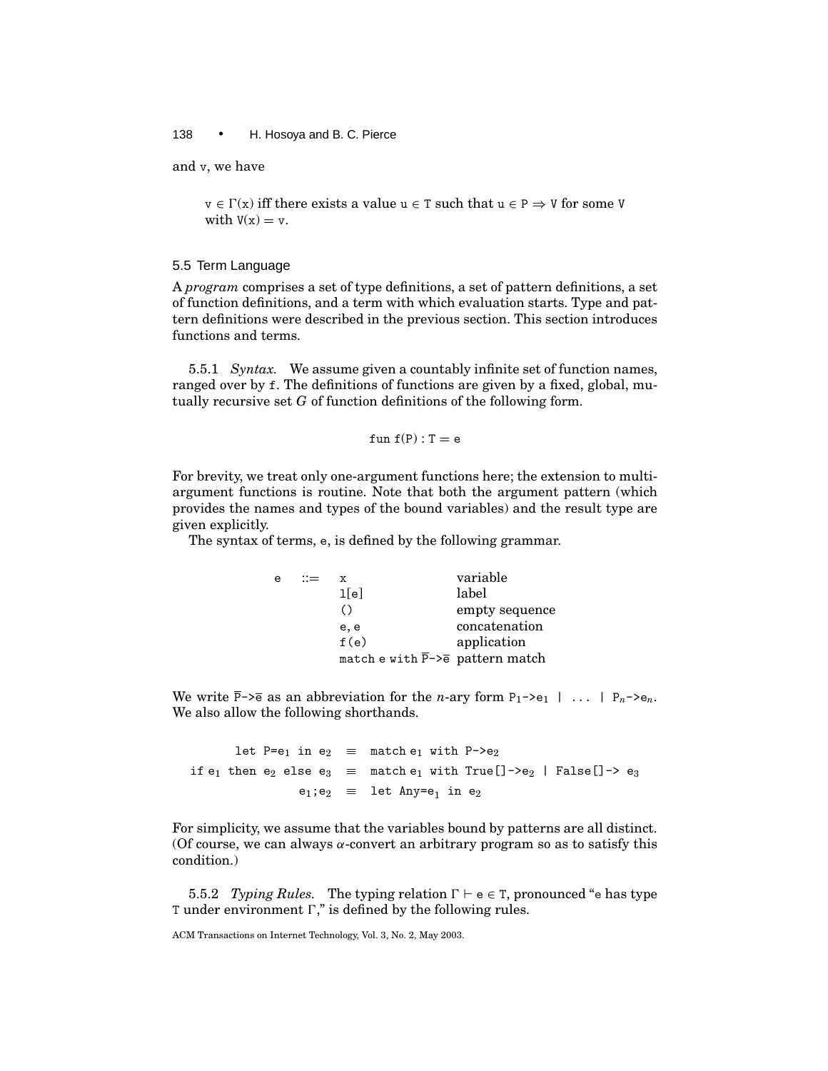and v, we have

> $v \in \Gamma(x)$ iff there exists a value $u \in T$ such that $u \in P \Rightarrow V$ for some V with $V(x) = v$.

### 5.5 Term Language

A *program* comprises a set of type definitions, a set of pattern definitions, a set of function definitions, and a term with which evaluation starts. Type and pattern definitions were described in the previous section. This section introduces functions and terms.

5.5.1 *Syntax.* We assume given a countably infinite set of function names, ranged over by f. The definitions of functions are given by a fixed, global, mutually recursive set $G$ of function definitions of the following form.

$$\texttt{fun f(P) : T = e}$$

For brevity, we treat only one-argument functions here; the extension to multi-argument functions is routine. Note that both the argument pattern (which provides the names and types of the bound variables) and the result type are given explicitly.

The syntax of terms, e, is defined by the following grammar.

| | | | |
|---|---|---|---|
| e | ::= | x | variable |
| | | l[e] | label |
| | | () | empty sequence |
| | | e, e | concatenation |
| | | f(e) | application |
| | | match e with $\overline{\texttt{P}}$->$\overline{\texttt{e}}$ | pattern match |

We write $\overline{\texttt{P}}$->$\overline{\texttt{e}}$ as an abbreviation for the $n$-ary form $P_1$->$e_1$ | ... | $P_n$->$e_n$. We also allow the following shorthands.

| | | |
|---|---|---|
| let P=$e_1$ in $e_2$ | $\equiv$ | match $e_1$ with P->$e_2$ |
| if $e_1$ then $e_2$ else $e_3$ | $\equiv$ | match $e_1$ with True[]->$e_2$ \| False[]-> $e_3$ |
| $e_1$;$e_2$ | $\equiv$ | let Any=$e_1$ in $e_2$ |

For simplicity, we assume that the variables bound by patterns are all distinct. (Of course, we can always $\alpha$-convert an arbitrary program so as to satisfy this condition.)

5.5.2 *Typing Rules.* The typing relation $\Gamma \vdash e \in T$, pronounced "e has type T under environment $\Gamma$," is defined by the following rules.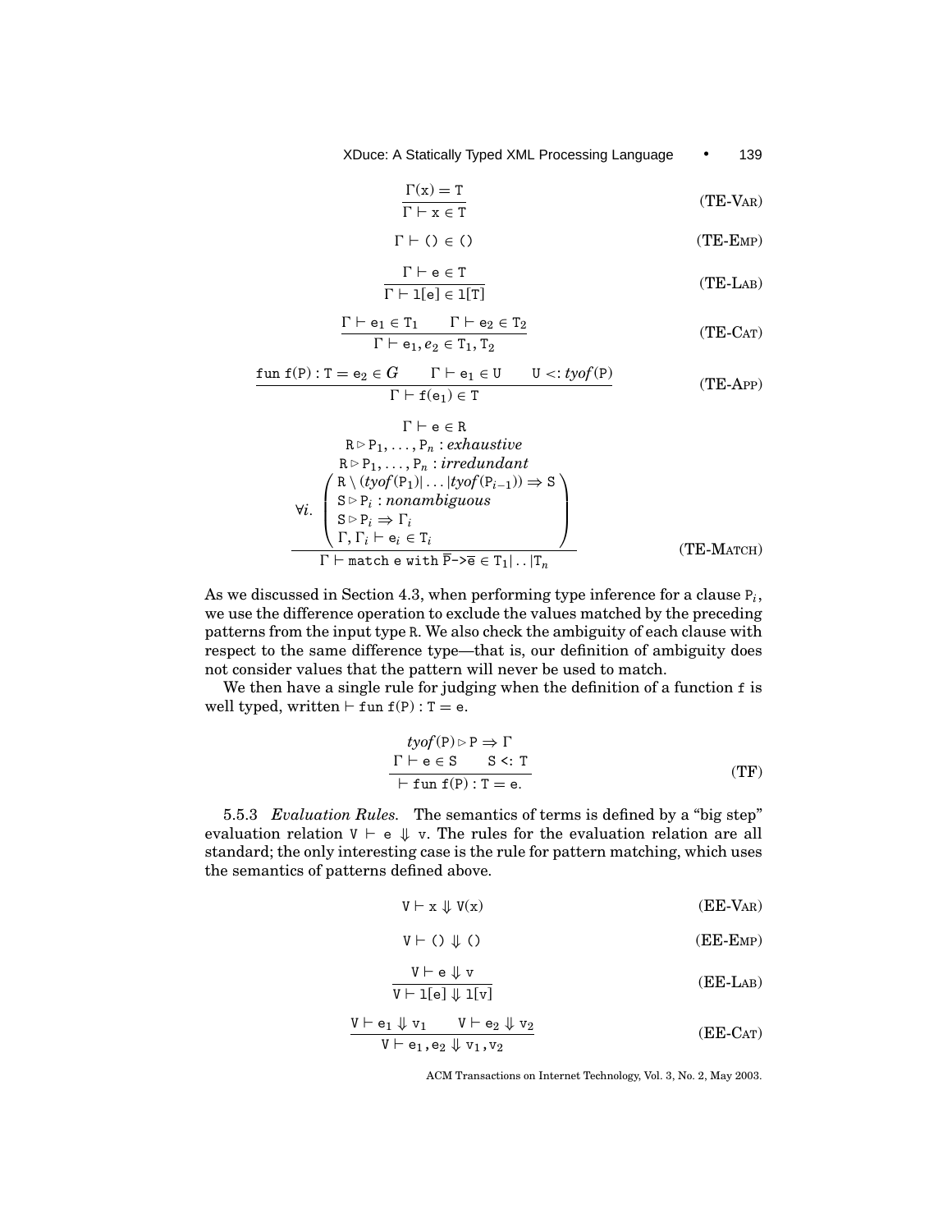$$\frac{\Gamma(\mathtt{x}) = \mathtt{T}}{\Gamma \vdash \mathtt{x} \in \mathtt{T}} \qquad \text{(TE-VAR)}$$

$$\Gamma \vdash \mathtt{()} \in \mathtt{()} \qquad \text{(TE-EMP)}$$

$$\frac{\Gamma \vdash \mathtt{e} \in \mathtt{T}}{\Gamma \vdash \mathtt{l[e]} \in \mathtt{l[T]}} \qquad \text{(TE-LAB)}$$

$$\frac{\Gamma \vdash \mathtt{e}_1 \in \mathtt{T}_1 \qquad \Gamma \vdash \mathtt{e}_2 \in \mathtt{T}_2}{\Gamma \vdash \mathtt{e}_1, e_2 \in \mathtt{T}_1, \mathtt{T}_2} \qquad \text{(TE-CAT)}$$

$$\frac{\mathtt{fun\ f(P) : T = e_2} \in G \qquad \Gamma \vdash \mathtt{e}_1 \in \mathtt{U} \qquad \mathtt{U} <: \mathit{tyof}(\mathtt{P})}{\Gamma \vdash \mathtt{f(e_1)} \in \mathtt{T}} \qquad \text{(TE-APP)}$$

$$\frac{\begin{array}{c} \Gamma \vdash \mathtt{e} \in \mathtt{R} \\ \mathtt{R} \rhd \mathtt{P}_1, \ldots, \mathtt{P}_n : \mathit{exhaustive} \\ \mathtt{R} \rhd \mathtt{P}_1, \ldots, \mathtt{P}_n : \mathit{irredundant} \\ \forall i. \left( \begin{array}{l} \mathtt{R} \setminus (\mathit{tyof}(\mathtt{P}_1) | \ldots | \mathit{tyof}(\mathtt{P}_{i-1})) \Rightarrow \mathtt{S} \\ \mathtt{S} \rhd \mathtt{P}_i : \mathit{nonambiguous} \\ \mathtt{S} \rhd \mathtt{P}_i \Rightarrow \Gamma_i \\ \Gamma, \Gamma_i \vdash \mathtt{e}_i \in \mathtt{T}_i \end{array} \right) \end{array}}{\Gamma \vdash \mathtt{match\ e\ with\ } \overline{\mathtt{P}} \mathtt{\text{->}} \overline{\mathtt{e}} \in \mathtt{T}_1 | \ldots | \mathtt{T}_n} \qquad \text{(TE-MATCH)}$$

As we discussed in Section 4.3, when performing type inference for a clause $\mathtt{P}_i$, we use the difference operation to exclude the values matched by the preceding patterns from the input type R. We also check the ambiguity of each clause with respect to the same difference type—that is, our definition of ambiguity does not consider values that the pattern will never be used to match.

We then have a single rule for judging when the definition of a function f is well typed, written $\vdash \mathtt{fun\ f(P) : T = e}$.

$$\frac{\begin{array}{c} \mathit{tyof}(\mathtt{P}) \rhd \mathtt{P} \Rightarrow \Gamma \\ \Gamma \vdash \mathtt{e} \in \mathtt{S} \qquad \mathtt{S} <: \mathtt{T} \end{array}}{\vdash \mathtt{fun\ f(P) : T = e.}} \qquad \text{(TF)}$$

5.5.3 *Evaluation Rules.* The semantics of terms is defined by a "big step" evaluation relation $\mathtt{V} \vdash \mathtt{e} \Downarrow \mathtt{v}$. The rules for the evaluation relation are all standard; the only interesting case is the rule for pattern matching, which uses the semantics of patterns defined above.

$$\mathtt{V} \vdash \mathtt{x} \Downarrow \mathtt{V(x)} \qquad \text{(EE-VAR)}$$

$$\mathtt{V} \vdash \mathtt{()} \Downarrow \mathtt{()} \qquad \text{(EE-EMP)}$$

$$\frac{\mathtt{V} \vdash \mathtt{e} \Downarrow \mathtt{v}}{\mathtt{V} \vdash \mathtt{l[e]} \Downarrow \mathtt{l[v]}} \qquad \text{(EE-LAB)}$$

$$\frac{\mathtt{V} \vdash \mathtt{e}_1 \Downarrow \mathtt{v}_1 \qquad \mathtt{V} \vdash \mathtt{e}_2 \Downarrow \mathtt{v}_2}{\mathtt{V} \vdash \mathtt{e}_1, \mathtt{e}_2 \Downarrow \mathtt{v}_1, \mathtt{v}_2} \qquad \text{(EE-CAT)}$$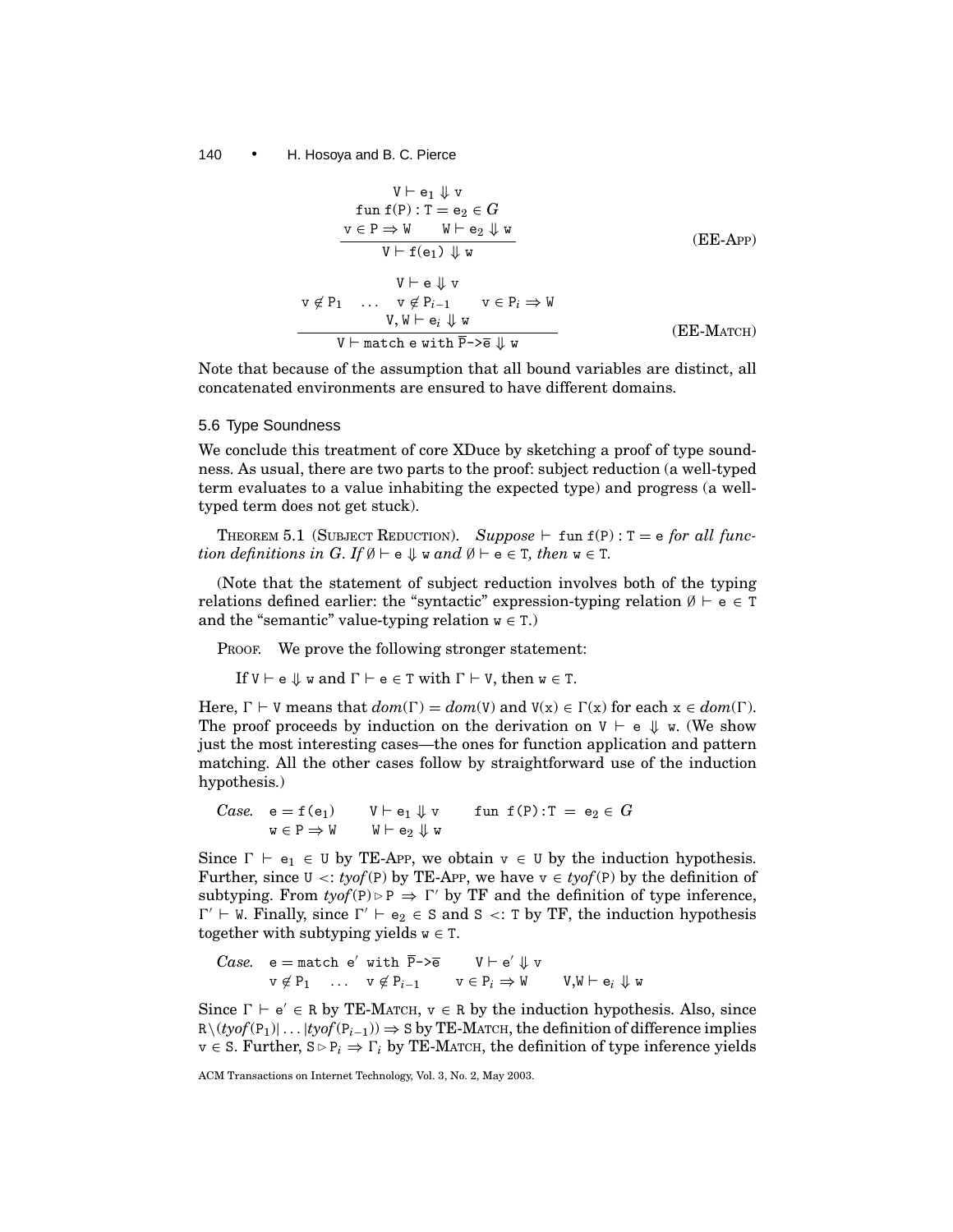$$\frac{\begin{array}{c}\mathtt{V} \vdash \mathtt{e}_1 \Downarrow \mathtt{v} \\ \mathtt{fun}\ \mathtt{f(P)} : \mathtt{T} = \mathtt{e}_2 \in G \\ \mathtt{v} \in \mathtt{P} \Rightarrow \mathtt{W} \qquad \mathtt{W} \vdash \mathtt{e}_2 \Downarrow \mathtt{w}\end{array}}{\mathtt{V} \vdash \mathtt{f(e_1)} \Downarrow \mathtt{w}} \qquad \text{(EE-APP)}$$

$$\frac{\begin{array}{c}\mathtt{V} \vdash \mathtt{e} \Downarrow \mathtt{v} \\ \mathtt{v} \notin \mathtt{P}_1 \quad \ldots \quad \mathtt{v} \notin \mathtt{P}_{i-1} \qquad \mathtt{v} \in \mathtt{P}_i \Rightarrow \mathtt{W} \\ \mathtt{V}, \mathtt{W} \vdash \mathtt{e}_i \Downarrow \mathtt{w}\end{array}}{\mathtt{V} \vdash \mathtt{match}\ \mathtt{e}\ \mathtt{with}\ \overline{\mathtt{P}}\texttt{->}\overline{\mathtt{e}} \Downarrow \mathtt{w}} \qquad \text{(EE-MATCH)}$$

Note that because of the assumption that all bound variables are distinct, all concatenated environments are ensured to have different domains.

### 5.6 Type Soundness

We conclude this treatment of core XDuce by sketching a proof of type soundness. As usual, there are two parts to the proof: subject reduction (a well-typed term evaluates to a value inhabiting the expected type) and progress (a well-typed term does not get stuck).

THEOREM 5.1 (SUBJECT REDUCTION). *Suppose* $\vdash$ `fun f(P) : T = e` *for all function definitions in* $G$. *If* $\emptyset \vdash \mathtt{e} \Downarrow \mathtt{w}$ *and* $\emptyset \vdash \mathtt{e} \in \mathtt{T}$, *then* $\mathtt{w} \in \mathtt{T}$.

(Note that the statement of subject reduction involves both of the typing relations defined earlier: the "syntactic" expression-typing relation $\emptyset \vdash \mathtt{e} \in \mathtt{T}$ and the "semantic" value-typing relation $\mathtt{w} \in \mathtt{T}$.)

PROOF. We prove the following stronger statement:

If $\mathtt{V} \vdash \mathtt{e} \Downarrow \mathtt{w}$ and $\Gamma \vdash \mathtt{e} \in \mathtt{T}$ with $\Gamma \vdash \mathtt{V}$, then $\mathtt{w} \in \mathtt{T}$.

Here, $\Gamma \vdash \mathtt{V}$ means that $dom(\Gamma) = dom(\mathtt{V})$ and $\mathtt{V}(\mathtt{x}) \in \Gamma(\mathtt{x})$ for each $\mathtt{x} \in dom(\Gamma)$. The proof proceeds by induction on the derivation on $\mathtt{V} \vdash \mathtt{e} \Downarrow \mathtt{w}$. (We show just the most interesting cases—the ones for function application and pattern matching. All the other cases follow by straightforward use of the induction hypothesis.)

*Case.* $\mathtt{e} = \mathtt{f(e_1)} \qquad \mathtt{V} \vdash \mathtt{e}_1 \Downarrow \mathtt{v} \qquad \mathtt{fun\ f(P):T\ =\ e_2} \in G$
$\qquad \mathtt{w} \in \mathtt{P} \Rightarrow \mathtt{W} \qquad \mathtt{W} \vdash \mathtt{e}_2 \Downarrow \mathtt{w}$

Since $\Gamma \vdash \mathtt{e}_1 \in \mathtt{U}$ by TE-APP, we obtain $\mathtt{v} \in \mathtt{U}$ by the induction hypothesis. Further, since $\mathtt{U} <: tyof(\mathtt{P})$ by TE-APP, we have $\mathtt{v} \in tyof(\mathtt{P})$ by the definition of subtyping. From $tyof(\mathtt{P}) \rhd \mathtt{P} \Rightarrow \Gamma'$ by TF and the definition of type inference, $\Gamma' \vdash \mathtt{W}$. Finally, since $\Gamma' \vdash \mathtt{e}_2 \in \mathtt{S}$ and $\mathtt{S} <: \mathtt{T}$ by TF, the induction hypothesis together with subtyping yields $\mathtt{w} \in \mathtt{T}$.

*Case.* $\mathtt{e} = \mathtt{match}\ \mathtt{e}'\ \mathtt{with}\ \overline{\mathtt{P}}\texttt{->}\overline{\mathtt{e}} \qquad \mathtt{V} \vdash \mathtt{e}' \Downarrow \mathtt{v}$
$\qquad \mathtt{v} \notin \mathtt{P}_1 \quad \ldots \quad \mathtt{v} \notin \mathtt{P}_{i-1} \qquad \mathtt{v} \in \mathtt{P}_i \Rightarrow \mathtt{W} \qquad \mathtt{V,W} \vdash \mathtt{e}_i \Downarrow \mathtt{w}$

Since $\Gamma \vdash \mathtt{e}' \in \mathtt{R}$ by TE-MATCH, $\mathtt{v} \in \mathtt{R}$ by the induction hypothesis. Also, since $\mathtt{R} \backslash (tyof(\mathtt{P}_1)| \ldots |tyof(\mathtt{P}_{i-1})) \Rightarrow \mathtt{S}$ by TE-MATCH, the definition of difference implies $\mathtt{v} \in \mathtt{S}$. Further, $\mathtt{S} \rhd \mathtt{P}_i \Rightarrow \Gamma_i$ by TE-MATCH, the definition of type inference yields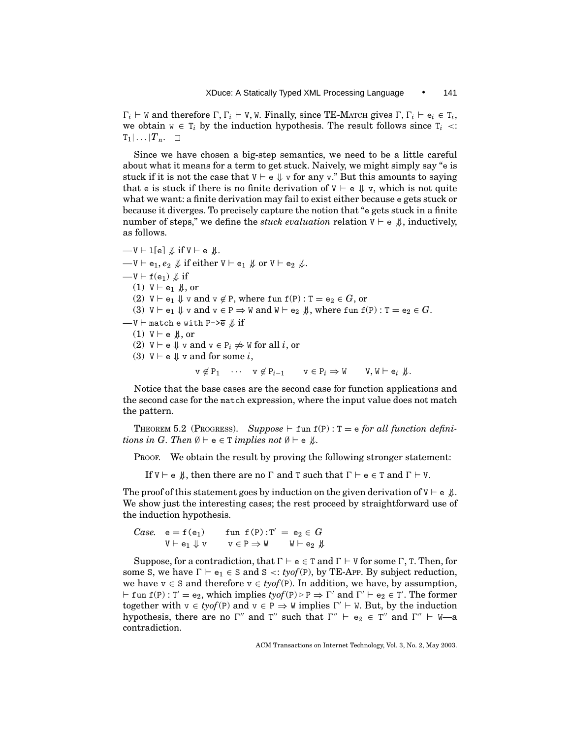$\Gamma_i \vdash \mathtt{W}$ and therefore $\Gamma, \Gamma_i \vdash \mathtt{V}, \mathtt{W}$. Finally, since TE-MATCH gives $\Gamma, \Gamma_i \vdash \mathtt{e}_i \in \mathtt{T}_i$, we obtain $\mathtt{w} \in \mathtt{T}_i$ by the induction hypothesis. The result follows since $\mathtt{T}_i <: \mathtt{T}_1|\ldots|T_n$. □

Since we have chosen a big-step semantics, we need to be a little careful about what it means for a term to get stuck. Naively, we might simply say "e is stuck if it is not the case that $\mathtt{V} \vdash \mathtt{e} \Downarrow \mathtt{v}$ for any v." But this amounts to saying that e is stuck if there is no finite derivation of $\mathtt{V} \vdash \mathtt{e} \Downarrow \mathtt{v}$, which is not quite what we want: a finite derivation may fail to exist either because e gets stuck or because it diverges. To precisely capture the notion that "e gets stuck in a finite number of steps," we define the *stuck evaluation* relation $\mathtt{V} \vdash \mathtt{e} \not\Downarrow$, inductively, as follows.

— $\mathtt{V} \vdash \mathtt{l[e]} \not\Downarrow$ if $\mathtt{V} \vdash \mathtt{e} \not\Downarrow$.
— $\mathtt{V} \vdash \mathtt{e}_1, e_2 \not\Downarrow$ if either $\mathtt{V} \vdash \mathtt{e}_1 \not\Downarrow$ or $\mathtt{V} \vdash \mathtt{e}_2 \not\Downarrow$.
— $\mathtt{V} \vdash \mathtt{f(e_1)} \not\Downarrow$ if
  (1) $\mathtt{V} \vdash \mathtt{e}_1 \not\Downarrow$, or
  (2) $\mathtt{V} \vdash \mathtt{e}_1 \Downarrow \mathtt{v}$ and $\mathtt{v} \notin \mathtt{P}$, where $\mathtt{fun\ f(P) : T = e_2} \in G$, or
  (3) $\mathtt{V} \vdash \mathtt{e}_1 \Downarrow \mathtt{v}$ and $\mathtt{v} \in \mathtt{P} \Rightarrow \mathtt{W}$ and $\mathtt{W} \vdash \mathtt{e}_2 \not\Downarrow$, where $\mathtt{fun\ f(P) : T = e_2} \in G$.
— $\mathtt{V} \vdash \mathtt{match\ e\ with\ \overline{P}\text{->}\overline{e}} \not\Downarrow$ if
  (1) $\mathtt{V} \vdash \mathtt{e} \not\Downarrow$, or
  (2) $\mathtt{V} \vdash \mathtt{e} \Downarrow \mathtt{v}$ and $\mathtt{v} \in \mathtt{P}_i \not\Rightarrow \mathtt{W}$ for all $i$, or
  (3) $\mathtt{V} \vdash \mathtt{e} \Downarrow \mathtt{v}$ and for some $i$,

$$\mathtt{v} \notin \mathtt{P}_1 \quad \cdots \quad \mathtt{v} \notin \mathtt{P}_{i-1} \qquad \mathtt{v} \in \mathtt{P}_i \Rightarrow \mathtt{W} \qquad \mathtt{V}, \mathtt{W} \vdash \mathtt{e}_i \not\Downarrow.$$

Notice that the base cases are the second case for function applications and the second case for the `match` expression, where the input value does not match the pattern.

THEOREM 5.2 (PROGRESS). *Suppose* $\vdash \mathtt{fun\ f(P) : T = e}$ *for all function definitions in* $G$. *Then* $\emptyset \vdash \mathtt{e} \in \mathtt{T}$ *implies not* $\emptyset \vdash \mathtt{e} \not\Downarrow$.

PROOF. We obtain the result by proving the following stronger statement:

If $\mathtt{V} \vdash \mathtt{e} \not\Downarrow$, then there are no $\Gamma$ and $\mathtt{T}$ such that $\Gamma \vdash \mathtt{e} \in \mathtt{T}$ and $\Gamma \vdash \mathtt{V}$.

The proof of this statement goes by induction on the given derivation of $\mathtt{V} \vdash \mathtt{e} \not\Downarrow$. We show just the interesting cases; the rest proceed by straightforward use of the induction hypothesis.

*Case.* $\mathtt{e} = \mathtt{f(e_1)}$ $\quad \mathtt{fun\ f(P) : T' = e_2} \in G$
$\qquad \mathtt{V} \vdash \mathtt{e}_1 \Downarrow \mathtt{v} \qquad \mathtt{v} \in \mathtt{P} \Rightarrow \mathtt{W} \qquad \mathtt{W} \vdash \mathtt{e}_2 \not\Downarrow$

Suppose, for a contradiction, that $\Gamma \vdash \mathtt{e} \in \mathtt{T}$ and $\Gamma \vdash \mathtt{V}$ for some $\Gamma$, $\mathtt{T}$. Then, for some $\mathtt{S}$, we have $\Gamma \vdash \mathtt{e}_1 \in \mathtt{S}$ and $\mathtt{S} <: tyof(\mathtt{P})$, by TE-APP. By subject reduction, we have $\mathtt{v} \in \mathtt{S}$ and therefore $\mathtt{v} \in tyof(\mathtt{P})$. In addition, we have, by assumption, $\vdash \mathtt{fun\ f(P) : T' = e_2}$, which implies $tyof(\mathtt{P}) \triangleright \mathtt{P} \Rightarrow \Gamma'$ and $\Gamma' \vdash \mathtt{e}_2 \in \mathtt{T}'$. The former together with $\mathtt{v} \in tyof(\mathtt{P})$ and $\mathtt{v} \in \mathtt{P} \Rightarrow \mathtt{W}$ implies $\Gamma' \vdash \mathtt{W}$. But, by the induction hypothesis, there are no $\Gamma''$ and $\mathtt{T}''$ such that $\Gamma'' \vdash \mathtt{e}_2 \in \mathtt{T}''$ and $\Gamma'' \vdash \mathtt{W}$—a contradiction.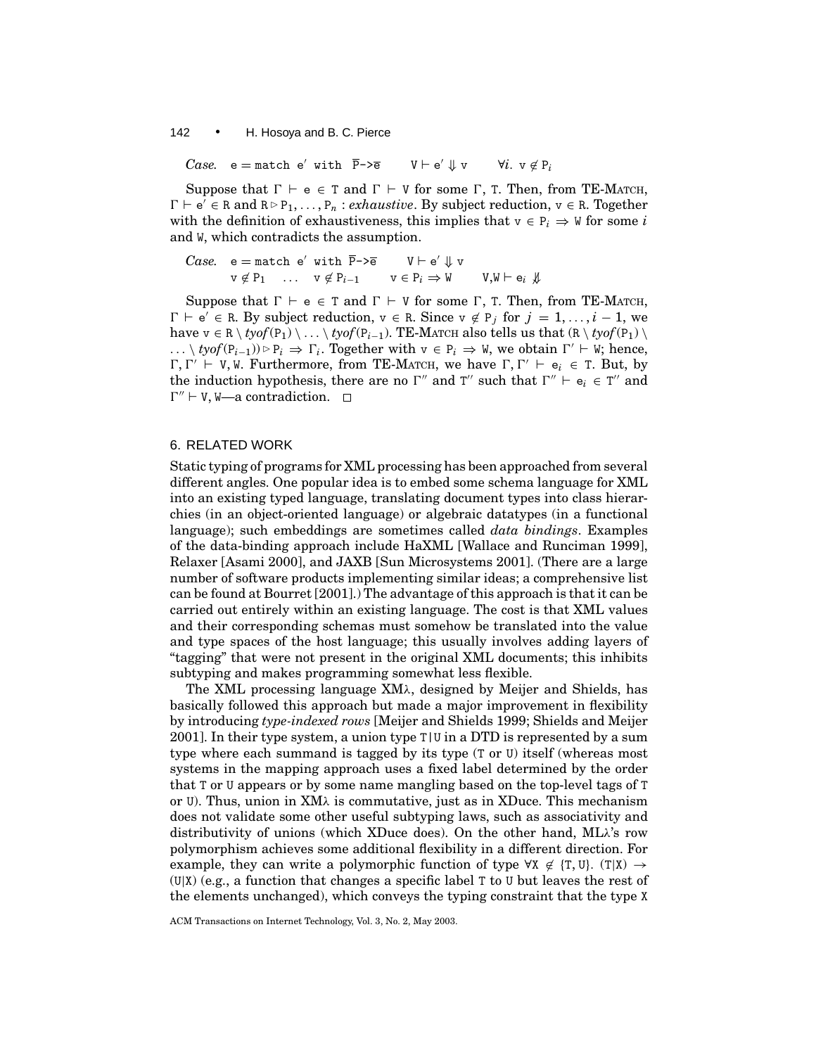*Case.* $\texttt{e} = \texttt{match e}' \texttt{ with } \overline{\texttt{P}}\texttt{->}\overline{\texttt{e}} \qquad \texttt{V} \vdash \texttt{e}' \Downarrow \texttt{v} \qquad \forall i.\ \texttt{v} \notin \texttt{P}_i$

Suppose that $\Gamma \vdash \texttt{e} \in \texttt{T}$ and $\Gamma \vdash \texttt{V}$ for some $\Gamma$, $\texttt{T}$. Then, from TE-MATCH, $\Gamma \vdash \texttt{e}' \in \texttt{R}$ and $\texttt{R} \triangleright \texttt{P}_1, \ldots, \texttt{P}_n$ : *exhaustive*. By subject reduction, $\texttt{v} \in \texttt{R}$. Together with the definition of exhaustiveness, this implies that $\texttt{v} \in \texttt{P}_i \Rightarrow \texttt{W}$ for some $i$ and $\texttt{W}$, which contradicts the assumption.

*Case.* $\texttt{e} = \texttt{match e}' \texttt{ with } \overline{\texttt{P}}\texttt{->}\overline{\texttt{e}} \qquad \texttt{V} \vdash \texttt{e}' \Downarrow \texttt{v}$
$\qquad \texttt{v} \notin \texttt{P}_1 \quad \ldots \quad \texttt{v} \notin \texttt{P}_{i-1} \qquad \texttt{v} \in \texttt{P}_i \Rightarrow \texttt{W} \qquad \texttt{V},\texttt{W} \vdash \texttt{e}_i \not\Downarrow$

Suppose that $\Gamma \vdash \texttt{e} \in \texttt{T}$ and $\Gamma \vdash \texttt{V}$ for some $\Gamma$, $\texttt{T}$. Then, from TE-MATCH, $\Gamma \vdash \texttt{e}' \in \texttt{R}$. By subject reduction, $\texttt{v} \in \texttt{R}$. Since $\texttt{v} \notin \texttt{P}_j$ for $j = 1, \ldots, i-1$, we have $\texttt{v} \in \texttt{R} \setminus \mathit{tyof}(\texttt{P}_1) \setminus \ldots \setminus \mathit{tyof}(\texttt{P}_{i-1})$. TE-MATCH also tells us that $(\texttt{R} \setminus \mathit{tyof}(\texttt{P}_1) \setminus \ldots \setminus \mathit{tyof}(\texttt{P}_{i-1})) \triangleright \texttt{P}_i \Rightarrow \Gamma_i$. Together with $\texttt{v} \in \texttt{P}_i \Rightarrow \texttt{W}$, we obtain $\Gamma' \vdash \texttt{W}$; hence, $\Gamma, \Gamma' \vdash \texttt{V}, \texttt{W}$. Furthermore, from TE-MATCH, we have $\Gamma, \Gamma' \vdash \texttt{e}_i \in \texttt{T}$. But, by the induction hypothesis, there are no $\Gamma''$ and $\texttt{T}''$ such that $\Gamma'' \vdash \texttt{e}_i \in \texttt{T}''$ and $\Gamma'' \vdash \texttt{V}, \texttt{W}$—a contradiction. □

## 6. RELATED WORK

Static typing of programs for XML processing has been approached from several different angles. One popular idea is to embed some schema language for XML into an existing typed language, translating document types into class hierarchies (in an object-oriented language) or algebraic datatypes (in a functional language); such embeddings are sometimes called *data bindings*. Examples of the data-binding approach include HaXML [Wallace and Runciman 1999], Relaxer [Asami 2000], and JAXB [Sun Microsystems 2001]. (There are a large number of software products implementing similar ideas; a comprehensive list can be found at Bourret [2001].) The advantage of this approach is that it can be carried out entirely within an existing language. The cost is that XML values and their corresponding schemas must somehow be translated into the value and type spaces of the host language; this usually involves adding layers of "tagging" that were not present in the original XML documents; this inhibits subtyping and makes programming somewhat less flexible.

The XML processing language XMλ, designed by Meijer and Shields, has basically followed this approach but made a major improvement in flexibility by introducing *type-indexed rows* [Meijer and Shields 1999; Shields and Meijer 2001]. In their type system, a union type `T|U` in a DTD is represented by a sum type where each summand is tagged by its type (`T` or `U`) itself (whereas most systems in the mapping approach uses a fixed label determined by the order that `T` or `U` appears or by some name mangling based on the top-level tags of `T` or `U`). Thus, union in XMλ is commutative, just as in XDuce. This mechanism does not validate some other useful subtyping laws, such as associativity and distributivity of unions (which XDuce does). On the other hand, MLλ's row polymorphism achieves some additional flexibility in a different direction. For example, they can write a polymorphic function of type $\forall \texttt{X} \notin \{\texttt{T}, \texttt{U}\}.\ (\texttt{T|X}) \rightarrow (\texttt{U|X})$ (e.g., a function that changes a specific label `T` to `U` but leaves the rest of the elements unchanged), which conveys the typing constraint that the type `X`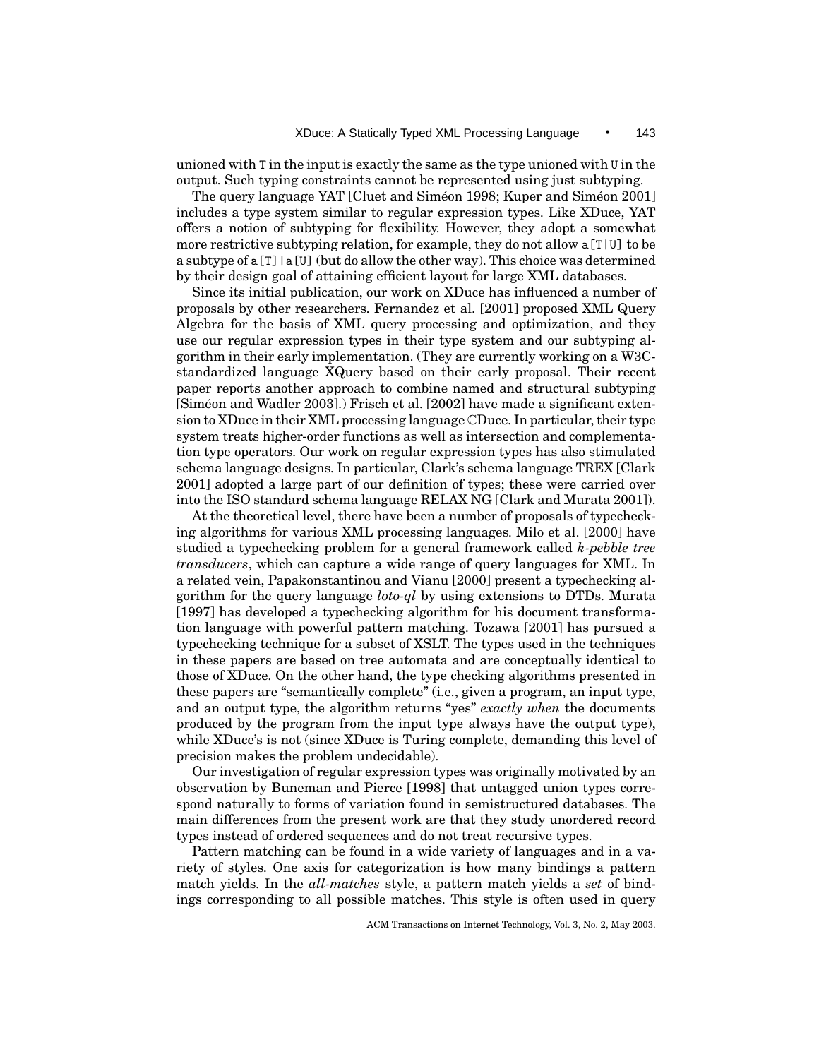unioned with `T` in the input is exactly the same as the type unioned with `U` in the output. Such typing constraints cannot be represented using just subtyping.

The query language YAT [Cluet and Siméon 1998; Kuper and Siméon 2001] includes a type system similar to regular expression types. Like XDuce, YAT offers a notion of subtyping for flexibility. However, they adopt a somewhat more restrictive subtyping relation, for example, they do not allow `a[T|U]` to be a subtype of `a[T]|a[U]` (but do allow the other way). This choice was determined by their design goal of attaining efficient layout for large XML databases.

Since its initial publication, our work on XDuce has influenced a number of proposals by other researchers. Fernandez et al. [2001] proposed XML Query Algebra for the basis of XML query processing and optimization, and they use our regular expression types in their type system and our subtyping algorithm in their early implementation. (They are currently working on a W3C-standardized language XQuery based on their early proposal. Their recent paper reports another approach to combine named and structural subtyping [Siméon and Wadler 2003].) Frisch et al. [2002] have made a significant extension to XDuce in their XML processing language ℂDuce. In particular, their type system treats higher-order functions as well as intersection and complementation type operators. Our work on regular expression types has also stimulated schema language designs. In particular, Clark's schema language TREX [Clark 2001] adopted a large part of our definition of types; these were carried over into the ISO standard schema language RELAX NG [Clark and Murata 2001]).

At the theoretical level, there have been a number of proposals of typechecking algorithms for various XML processing languages. Milo et al. [2000] have studied a typechecking problem for a general framework called *k-pebble tree transducers*, which can capture a wide range of query languages for XML. In a related vein, Papakonstantinou and Vianu [2000] present a typechecking algorithm for the query language *loto-ql* by using extensions to DTDs. Murata [1997] has developed a typechecking algorithm for his document transformation language with powerful pattern matching. Tozawa [2001] has pursued a typechecking technique for a subset of XSLT. The types used in the techniques in these papers are based on tree automata and are conceptually identical to those of XDuce. On the other hand, the type checking algorithms presented in these papers are "semantically complete" (i.e., given a program, an input type, and an output type, the algorithm returns "yes" *exactly when* the documents produced by the program from the input type always have the output type), while XDuce's is not (since XDuce is Turing complete, demanding this level of precision makes the problem undecidable).

Our investigation of regular expression types was originally motivated by an observation by Buneman and Pierce [1998] that untagged union types correspond naturally to forms of variation found in semistructured databases. The main differences from the present work are that they study unordered record types instead of ordered sequences and do not treat recursive types.

Pattern matching can be found in a wide variety of languages and in a variety of styles. One axis for categorization is how many bindings a pattern match yields. In the *all-matches* style, a pattern match yields a *set* of bindings corresponding to all possible matches. This style is often used in query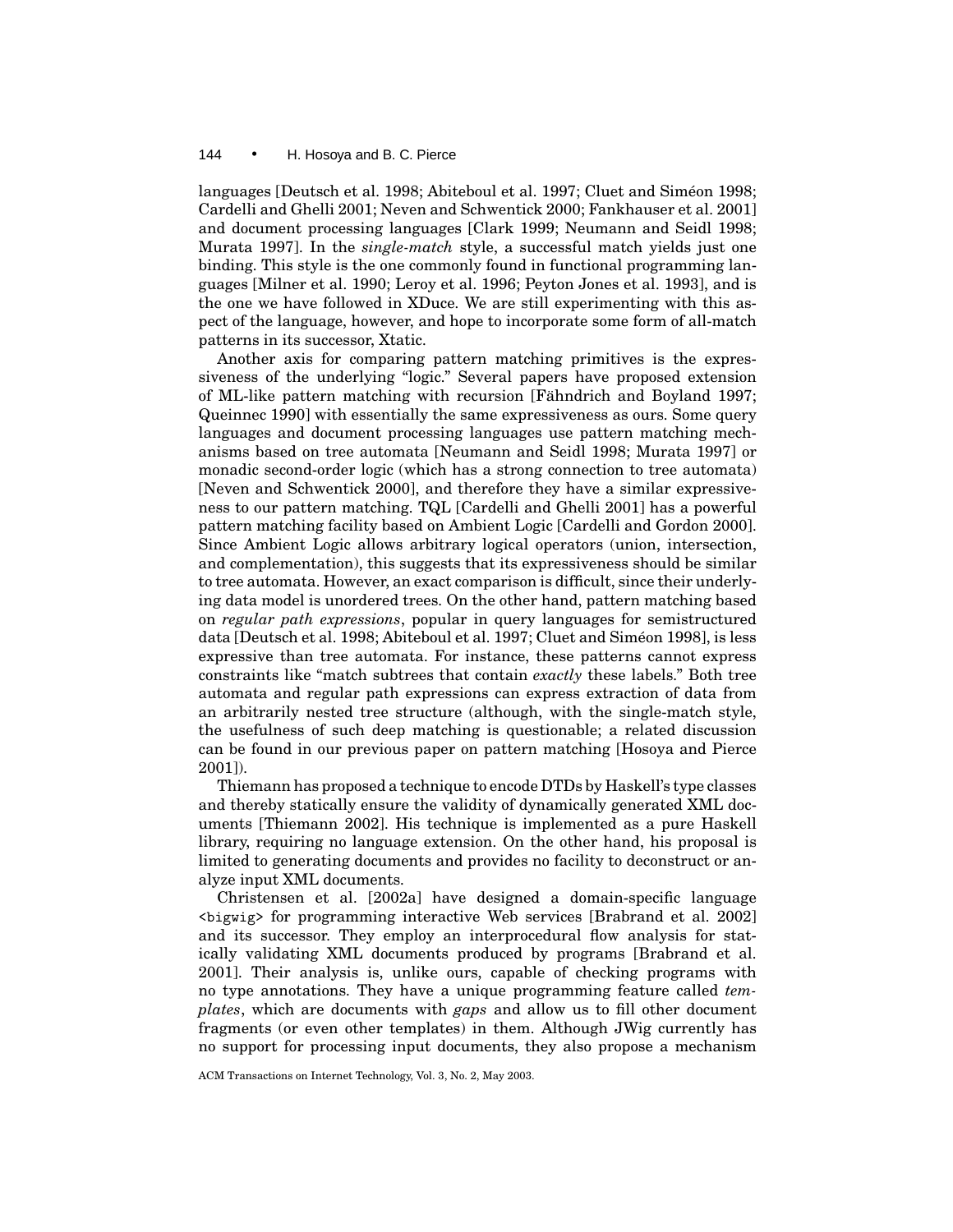languages [Deutsch et al. 1998; Abiteboul et al. 1997; Cluet and Siméon 1998; Cardelli and Ghelli 2001; Neven and Schwentick 2000; Fankhauser et al. 2001] and document processing languages [Clark 1999; Neumann and Seidl 1998; Murata 1997]. In the *single-match* style, a successful match yields just one binding. This style is the one commonly found in functional programming languages [Milner et al. 1990; Leroy et al. 1996; Peyton Jones et al. 1993], and is the one we have followed in XDuce. We are still experimenting with this aspect of the language, however, and hope to incorporate some form of all-match patterns in its successor, Xtatic.

Another axis for comparing pattern matching primitives is the expressiveness of the underlying "logic." Several papers have proposed extension of ML-like pattern matching with recursion [Fähndrich and Boyland 1997; Queinnec 1990] with essentially the same expressiveness as ours. Some query languages and document processing languages use pattern matching mechanisms based on tree automata [Neumann and Seidl 1998; Murata 1997] or monadic second-order logic (which has a strong connection to tree automata) [Neven and Schwentick 2000], and therefore they have a similar expressiveness to our pattern matching. TQL [Cardelli and Ghelli 2001] has a powerful pattern matching facility based on Ambient Logic [Cardelli and Gordon 2000]. Since Ambient Logic allows arbitrary logical operators (union, intersection, and complementation), this suggests that its expressiveness should be similar to tree automata. However, an exact comparison is difficult, since their underlying data model is unordered trees. On the other hand, pattern matching based on *regular path expressions*, popular in query languages for semistructured data [Deutsch et al. 1998; Abiteboul et al. 1997; Cluet and Siméon 1998], is less expressive than tree automata. For instance, these patterns cannot express constraints like "match subtrees that contain *exactly* these labels." Both tree automata and regular path expressions can express extraction of data from an arbitrarily nested tree structure (although, with the single-match style, the usefulness of such deep matching is questionable; a related discussion can be found in our previous paper on pattern matching [Hosoya and Pierce 2001]).

Thiemann has proposed a technique to encode DTDs by Haskell's type classes and thereby statically ensure the validity of dynamically generated XML documents [Thiemann 2002]. His technique is implemented as a pure Haskell library, requiring no language extension. On the other hand, his proposal is limited to generating documents and provides no facility to deconstruct or analyze input XML documents.

Christensen et al. [2002a] have designed a domain-specific language `<bigwig>` for programming interactive Web services [Brabrand et al. 2002] and its successor. They employ an interprocedural flow analysis for statically validating XML documents produced by programs [Brabrand et al. 2001]. Their analysis is, unlike ours, capable of checking programs with no type annotations. They have a unique programming feature called *templates*, which are documents with *gaps* and allow us to fill other document fragments (or even other templates) in them. Although JWig currently has no support for processing input documents, they also propose a mechanism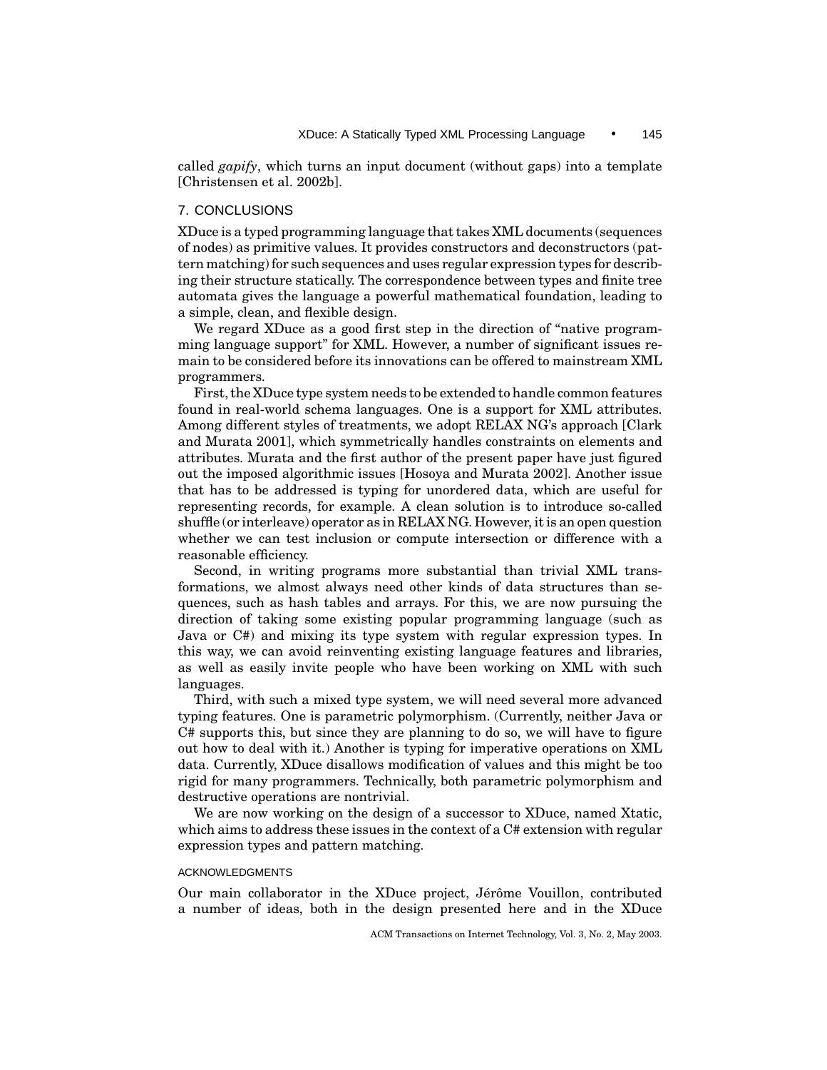called *gapify*, which turns an input document (without gaps) into a template [Christensen et al. 2002b].

## 7. CONCLUSIONS

XDuce is a typed programming language that takes XML documents (sequences of nodes) as primitive values. It provides constructors and deconstructors (pattern matching) for such sequences and uses regular expression types for describing their structure statically. The correspondence between types and finite tree automata gives the language a powerful mathematical foundation, leading to a simple, clean, and flexible design.

We regard XDuce as a good first step in the direction of "native programming language support" for XML. However, a number of significant issues remain to be considered before its innovations can be offered to mainstream XML programmers.

First, the XDuce type system needs to be extended to handle common features found in real-world schema languages. One is a support for XML attributes. Among different styles of treatments, we adopt RELAX NG's approach [Clark and Murata 2001], which symmetrically handles constraints on elements and attributes. Murata and the first author of the present paper have just figured out the imposed algorithmic issues [Hosoya and Murata 2002]. Another issue that has to be addressed is typing for unordered data, which are useful for representing records, for example. A clean solution is to introduce so-called shuffle (or interleave) operator as in RELAX NG. However, it is an open question whether we can test inclusion or compute intersection or difference with a reasonable efficiency.

Second, in writing programs more substantial than trivial XML transformations, we almost always need other kinds of data structures than sequences, such as hash tables and arrays. For this, we are now pursuing the direction of taking some existing popular programming language (such as Java or C#) and mixing its type system with regular expression types. In this way, we can avoid reinventing existing language features and libraries, as well as easily invite people who have been working on XML with such languages.

Third, with such a mixed type system, we will need several more advanced typing features. One is parametric polymorphism. (Currently, neither Java or C# supports this, but since they are planning to do so, we will have to figure out how to deal with it.) Another is typing for imperative operations on XML data. Currently, XDuce disallows modification of values and this might be too rigid for many programmers. Technically, both parametric polymorphism and destructive operations are nontrivial.

We are now working on the design of a successor to XDuce, named Xtatic, which aims to address these issues in the context of a C# extension with regular expression types and pattern matching.

### ACKNOWLEDGMENTS

Our main collaborator in the XDuce project, Jérôme Vouillon, contributed a number of ideas, both in the design presented here and in the XDuce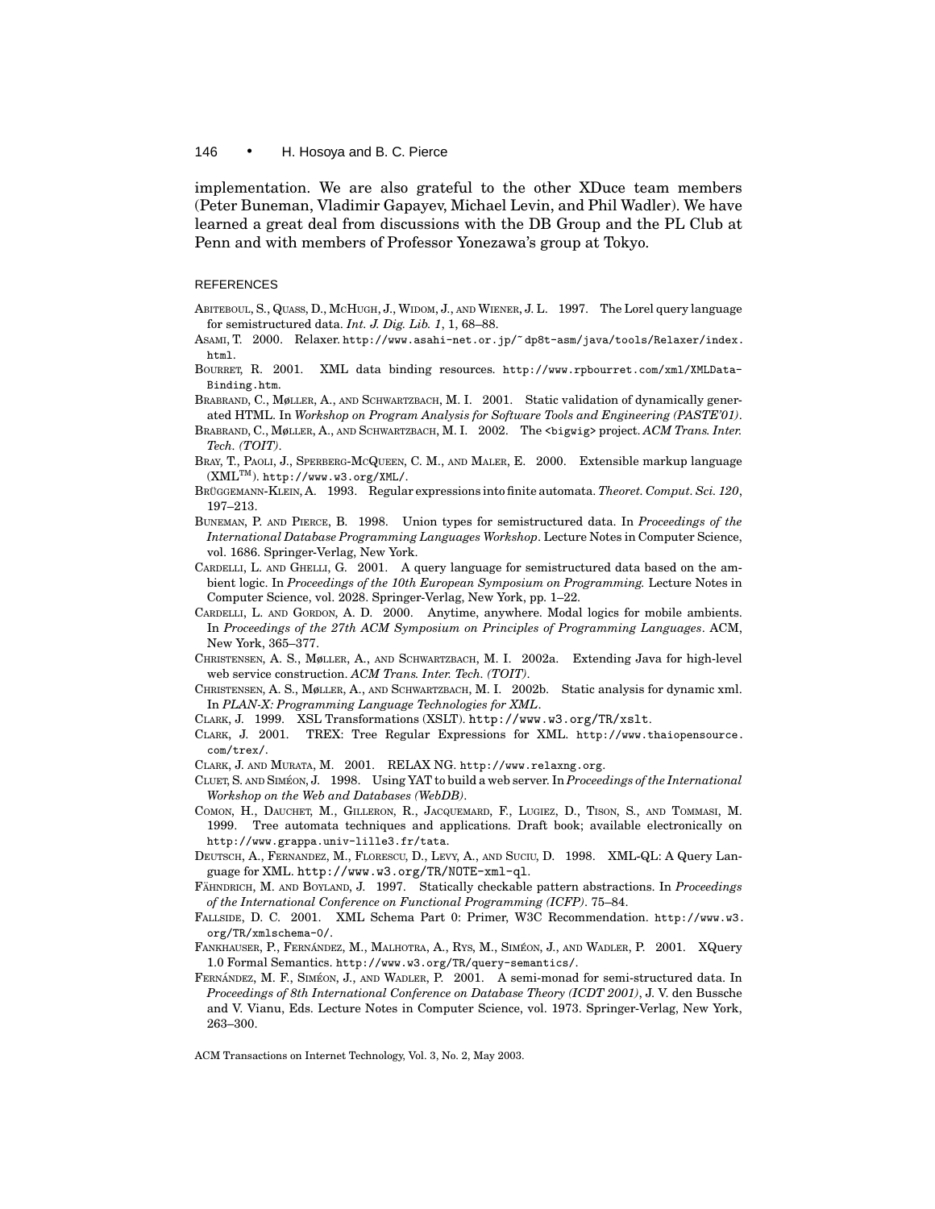implementation. We are also grateful to the other XDuce team members (Peter Buneman, Vladimir Gapayev, Michael Levin, and Phil Wadler). We have learned a great deal from discussions with the DB Group and the PL Club at Penn and with members of Professor Yonezawa's group at Tokyo.

## REFERENCES

ABITEBOUL, S., QUASS, D., MCHUGH, J., WIDOM, J., AND WIENER, J. L. 1997. The Lorel query language for semistructured data. *Int. J. Dig. Lib. 1*, 1, 68–88.

ASAMI, T. 2000. Relaxer. http://www.asahi-net.or.jp/~dp8t-asm/java/tools/Relaxer/index.html.

BOURRET, R. 2001. XML data binding resources. http://www.rpbourret.com/xml/XMLData-Binding.htm.

BRABRAND, C., MØLLER, A., AND SCHWARTZBACH, M. I. 2001. Static validation of dynamically generated HTML. In *Workshop on Program Analysis for Software Tools and Engineering (PASTE'01)*.

BRABRAND, C., MØLLER, A., AND SCHWARTZBACH, M. I. 2002. The <bigwig> project. *ACM Trans. Inter. Tech. (TOIT)*.

BRAY, T., PAOLI, J., SPERBERG-MCQUEEN, C. M., AND MALER, E. 2000. Extensible markup language (XML™). http://www.w3.org/XML/.

BRÜGGEMANN-KLEIN, A. 1993. Regular expressions into finite automata. *Theoret. Comput. Sci. 120*, 197–213.

BUNEMAN, P. AND PIERCE, B. 1998. Union types for semistructured data. In *Proceedings of the International Database Programming Languages Workshop*. Lecture Notes in Computer Science, vol. 1686. Springer-Verlag, New York.

CARDELLI, L. AND GHELLI, G. 2001. A query language for semistructured data based on the ambient logic. In *Proceedings of the 10th European Symposium on Programming.* Lecture Notes in Computer Science, vol. 2028. Springer-Verlag, New York, pp. 1–22.

CARDELLI, L. AND GORDON, A. D. 2000. Anytime, anywhere. Modal logics for mobile ambients. In *Proceedings of the 27th ACM Symposium on Principles of Programming Languages*. ACM, New York, 365–377.

CHRISTENSEN, A. S., MØLLER, A., AND SCHWARTZBACH, M. I. 2002a. Extending Java for high-level web service construction. *ACM Trans. Inter. Tech. (TOIT)*.

CHRISTENSEN, A. S., MØLLER, A., AND SCHWARTZBACH, M. I. 2002b. Static analysis for dynamic xml. In *PLAN-X: Programming Language Technologies for XML*.

CLARK, J. 1999. XSL Transformations (XSLT). http://www.w3.org/TR/xslt.

CLARK, J. 2001. TREX: Tree Regular Expressions for XML. http://www.thaiopensource.com/trex/.

CLARK, J. AND MURATA, M. 2001. RELAX NG. http://www.relaxng.org.

CLUET, S. AND SIMÉON, J. 1998. Using YAT to build a web server. In *Proceedings of the International Workshop on the Web and Databases (WebDB)*.

COMON, H., DAUCHET, M., GILLERON, R., JACQUEMARD, F., LUGIEZ, D., TISON, S., AND TOMMASI, M. 1999. Tree automata techniques and applications. Draft book; available electronically on http://www.grappa.univ-lille3.fr/tata.

DEUTSCH, A., FERNANDEZ, M., FLORESCU, D., LEVY, A., AND SUCIU, D. 1998. XML-QL: A Query Language for XML. http://www.w3.org/TR/NOTE-xml-ql.

FÄHNDRICH, M. AND BOYLAND, J. 1997. Statically checkable pattern abstractions. In *Proceedings of the International Conference on Functional Programming (ICFP)*. 75–84.

FALLSIDE, D. C. 2001. XML Schema Part 0: Primer, W3C Recommendation. http://www.w3.org/TR/xmlschema-0/.

FANKHAUSER, P., FERNÁNDEZ, M., MALHOTRA, A., RYS, M., SIMÉON, J., AND WADLER, P. 2001. XQuery 1.0 Formal Semantics. http://www.w3.org/TR/query-semantics/.

FERNÁNDEZ, M. F., SIMÉON, J., AND WADLER, P. 2001. A semi-monad for semi-structured data. In *Proceedings of 8th International Conference on Database Theory (ICDT 2001)*, J. V. den Bussche and V. Vianu, Eds. Lecture Notes in Computer Science, vol. 1973. Springer-Verlag, New York, 263–300.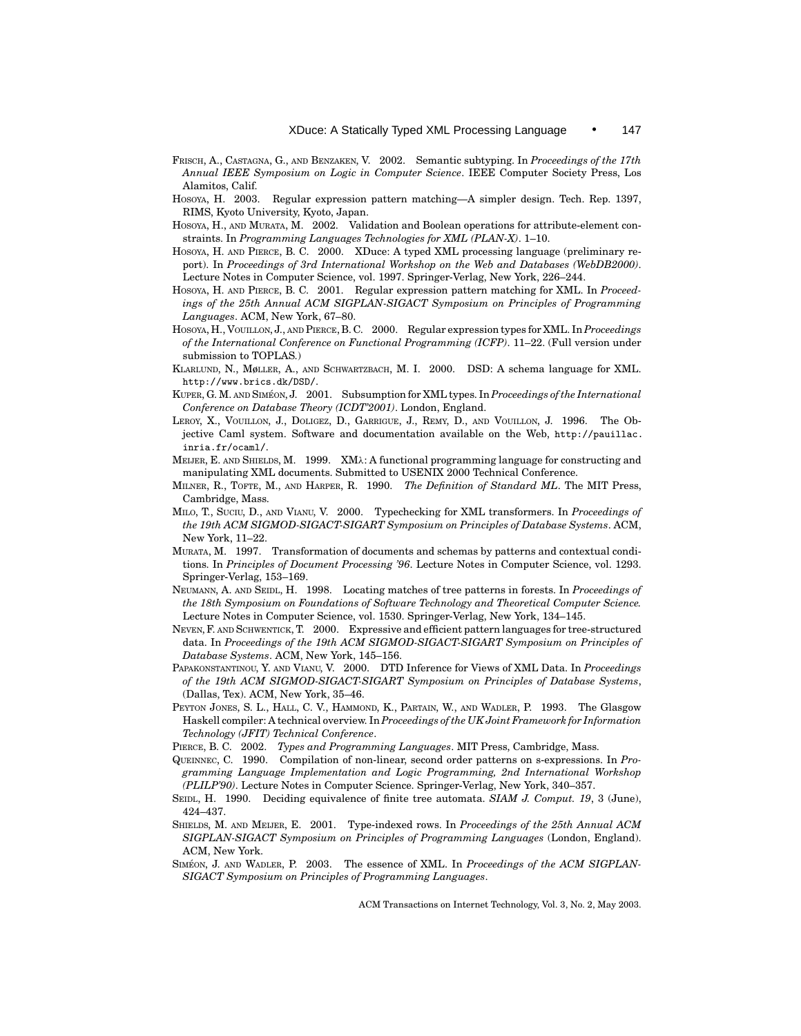Frisch, A., Castagna, G., and Benzaken, V. 2002. Semantic subtyping. In *Proceedings of the 17th Annual IEEE Symposium on Logic in Computer Science*. IEEE Computer Society Press, Los Alamitos, Calif.

Hosoya, H. 2003. Regular expression pattern matching—A simpler design. Tech. Rep. 1397, RIMS, Kyoto University, Kyoto, Japan.

Hosoya, H., and Murata, M. 2002. Validation and Boolean operations for attribute-element constraints. In *Programming Languages Technologies for XML (PLAN-X)*. 1–10.

Hosoya, H. and Pierce, B. C. 2000. XDuce: A typed XML processing language (preliminary report). In *Proceedings of 3rd International Workshop on the Web and Databases (WebDB2000)*. Lecture Notes in Computer Science, vol. 1997. Springer-Verlag, New York, 226–244.

Hosoya, H. and Pierce, B. C. 2001. Regular expression pattern matching for XML. In *Proceedings of the 25th Annual ACM SIGPLAN-SIGACT Symposium on Principles of Programming Languages*. ACM, New York, 67–80.

Hosoya, H., Vouillon, J., and Pierce, B. C. 2000. Regular expression types for XML. In *Proceedings of the International Conference on Functional Programming (ICFP)*. 11–22. (Full version under submission to TOPLAS.)

Klarlund, N., Møller, A., and Schwartzbach, M. I. 2000. DSD: A schema language for XML. http://www.brics.dk/DSD/.

Kuper, G. M. and Siméon, J. 2001. Subsumption for XML types. In *Proceedings of the International Conference on Database Theory (ICDT'2001)*. London, England.

Leroy, X., Vouillon, J., Doligez, D., Garrigue, J., Remy, D., and Vouillon, J. 1996. The Objective Caml system. Software and documentation available on the Web, http://pauillac.inria.fr/ocaml/.

Meijer, E. and Shields, M. 1999. XMλ: A functional programming language for constructing and manipulating XML documents. Submitted to USENIX 2000 Technical Conference.

Milner, R., Tofte, M., and Harper, R. 1990. *The Definition of Standard ML*. The MIT Press, Cambridge, Mass.

Milo, T., Suciu, D., and Vianu, V. 2000. Typechecking for XML transformers. In *Proceedings of the 19th ACM SIGMOD-SIGACT-SIGART Symposium on Principles of Database Systems*. ACM, New York, 11–22.

Murata, M. 1997. Transformation of documents and schemas by patterns and contextual conditions. In *Principles of Document Processing '96*. Lecture Notes in Computer Science, vol. 1293. Springer-Verlag, 153–169.

Neumann, A. and Seidl, H. 1998. Locating matches of tree patterns in forests. In *Proceedings of the 18th Symposium on Foundations of Software Technology and Theoretical Computer Science.* Lecture Notes in Computer Science, vol. 1530. Springer-Verlag, New York, 134–145.

Neven, F. and Schwentick, T. 2000. Expressive and efficient pattern languages for tree-structured data. In *Proceedings of the 19th ACM SIGMOD-SIGACT-SIGART Symposium on Principles of Database Systems*. ACM, New York, 145–156.

Papakonstantinou, Y. and Vianu, V. 2000. DTD Inference for Views of XML Data. In *Proceedings of the 19th ACM SIGMOD-SIGACT-SIGART Symposium on Principles of Database Systems*, (Dallas, Tex). ACM, New York, 35–46.

Peyton Jones, S. L., Hall, C. V., Hammond, K., Partain, W., and Wadler, P. 1993. The Glasgow Haskell compiler: A technical overview. In *Proceedings of the UK Joint Framework for Information Technology (JFIT) Technical Conference*.

Pierce, B. C. 2002. *Types and Programming Languages*. MIT Press, Cambridge, Mass.

Queinnec, C. 1990. Compilation of non-linear, second order patterns on s-expressions. In *Programming Language Implementation and Logic Programming, 2nd International Workshop (PLILP'90)*. Lecture Notes in Computer Science. Springer-Verlag, New York, 340–357.

Seidl, H. 1990. Deciding equivalence of finite tree automata. *SIAM J. Comput. 19*, 3 (June), 424–437.

Shields, M. and Meijer, E. 2001. Type-indexed rows. In *Proceedings of the 25th Annual ACM SIGPLAN-SIGACT Symposium on Principles of Programming Languages* (London, England). ACM, New York.

Siméon, J. and Wadler, P. 2003. The essence of XML. In *Proceedings of the ACM SIGPLAN-SIGACT Symposium on Principles of Programming Languages*.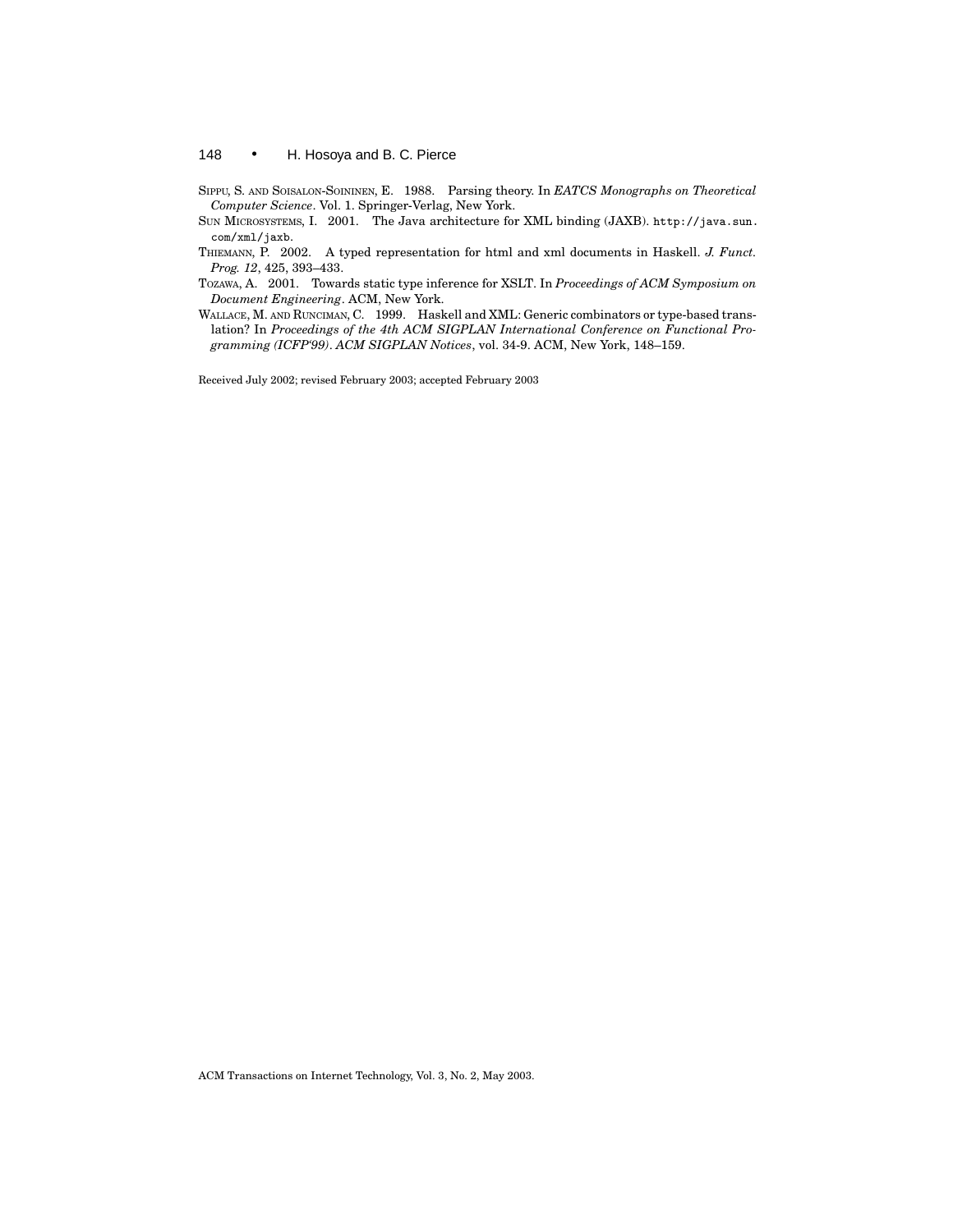SIPPU, S. AND SOISALON-SOININEN, E. 1988. Parsing theory. In *EATCS Monographs on Theoretical Computer Science*. Vol. 1. Springer-Verlag, New York.

SUN MICROSYSTEMS, I. 2001. The Java architecture for XML binding (JAXB). http://java.sun.com/xml/jaxb.

THIEMANN, P. 2002. A typed representation for html and xml documents in Haskell. *J. Funct. Prog. 12*, 425, 393–433.

TOZAWA, A. 2001. Towards static type inference for XSLT. In *Proceedings of ACM Symposium on Document Engineering*. ACM, New York.

WALLACE, M. AND RUNCIMAN, C. 1999. Haskell and XML: Generic combinators or type-based translation? In *Proceedings of the 4th ACM SIGPLAN International Conference on Functional Programming (ICFP'99)*. *ACM SIGPLAN Notices*, vol. 34-9. ACM, New York, 148–159.

Received July 2002; revised February 2003; accepted February 2003